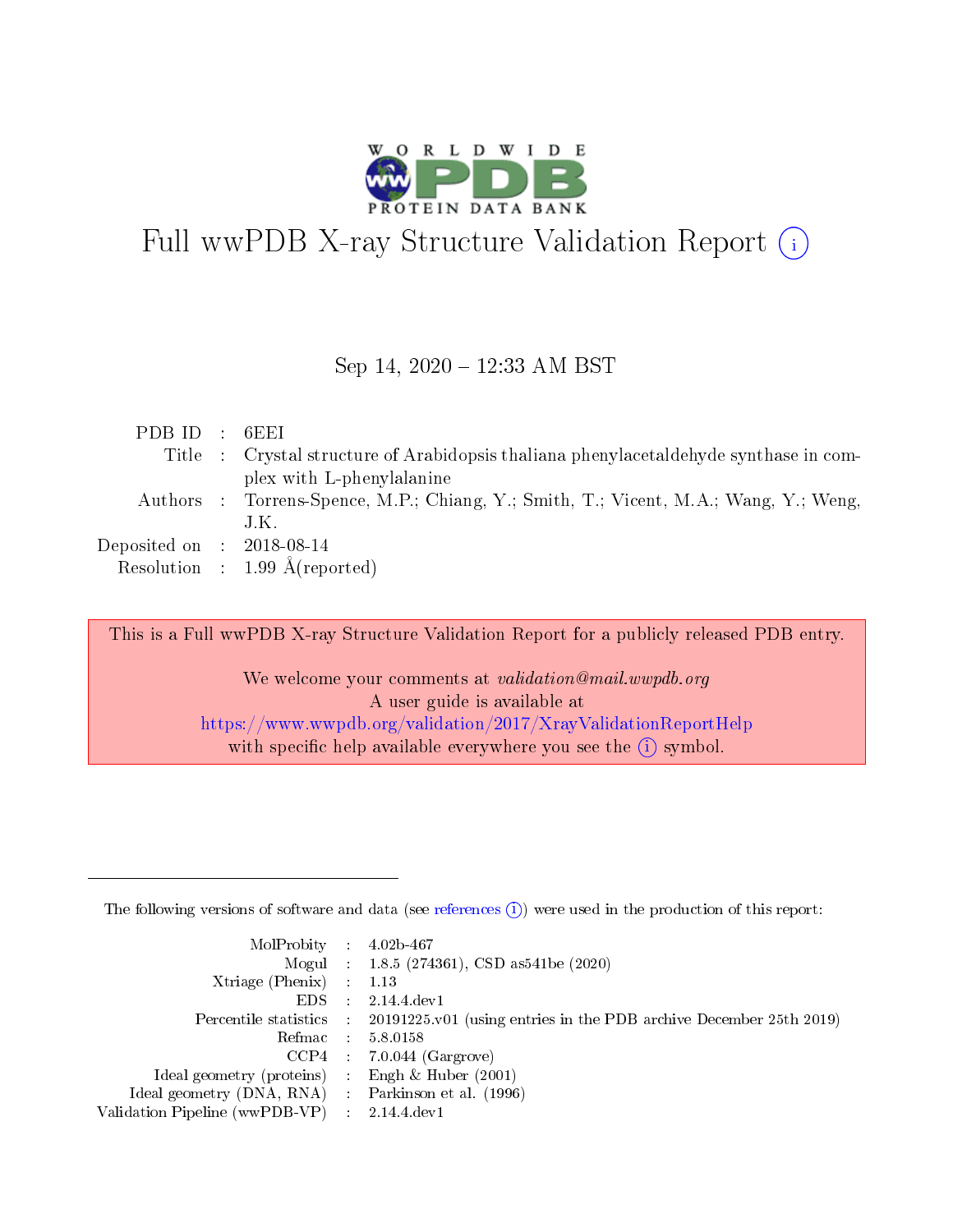# Full wwPDB X-ray Structure Validation Report (i)

Sep 14, 2020 – 12:33 AM BST

| | | |
|---|---|---|
| PDB ID | : | 6EEI |
| Title | : | Crystal structure of Arabidopsis thaliana phenylacetaldehyde synthase in complex with L-phenylalanine |
| Authors | : | Torrens-Spence, M.P.; Chiang, Y.; Smith, T.; Vicent, M.A.; Wang, Y.; Weng, J.K. |
| Deposited on | : | 2018-08-14 |
| Resolution | : | 1.99 Å(reported) |

This is a Full wwPDB X-ray Structure Validation Report for a publicly released PDB entry.

We welcome your comments at *validation@mail.wwpdb.org*
A user guide is available at
https://www.wwpdb.org/validation/2017/XrayValidationReportHelp
with specific help available everywhere you see the (i) symbol.

---

The following versions of software and data (see references (i)) were used in the production of this report:

| | | |
|---|---|---|
| MolProbity | : | 4.02b-467 |
| Mogul | : | 1.8.5 (274361), CSD as541be (2020) |
| Xtriage (Phenix) | : | 1.13 |
| EDS | : | 2.14.4.dev1 |
| Percentile statistics | : | 20191225.v01 (using entries in the PDB archive December 25th 2019) |
| Refmac | : | 5.8.0158 |
| CCP4 | : | 7.0.044 (Gargrove) |
| Ideal geometry (proteins) | : | Engh & Huber (2001) |
| Ideal geometry (DNA, RNA) | : | Parkinson et al. (1996) |
| Validation Pipeline (wwPDB-VP) | : | 2.14.4.dev1 |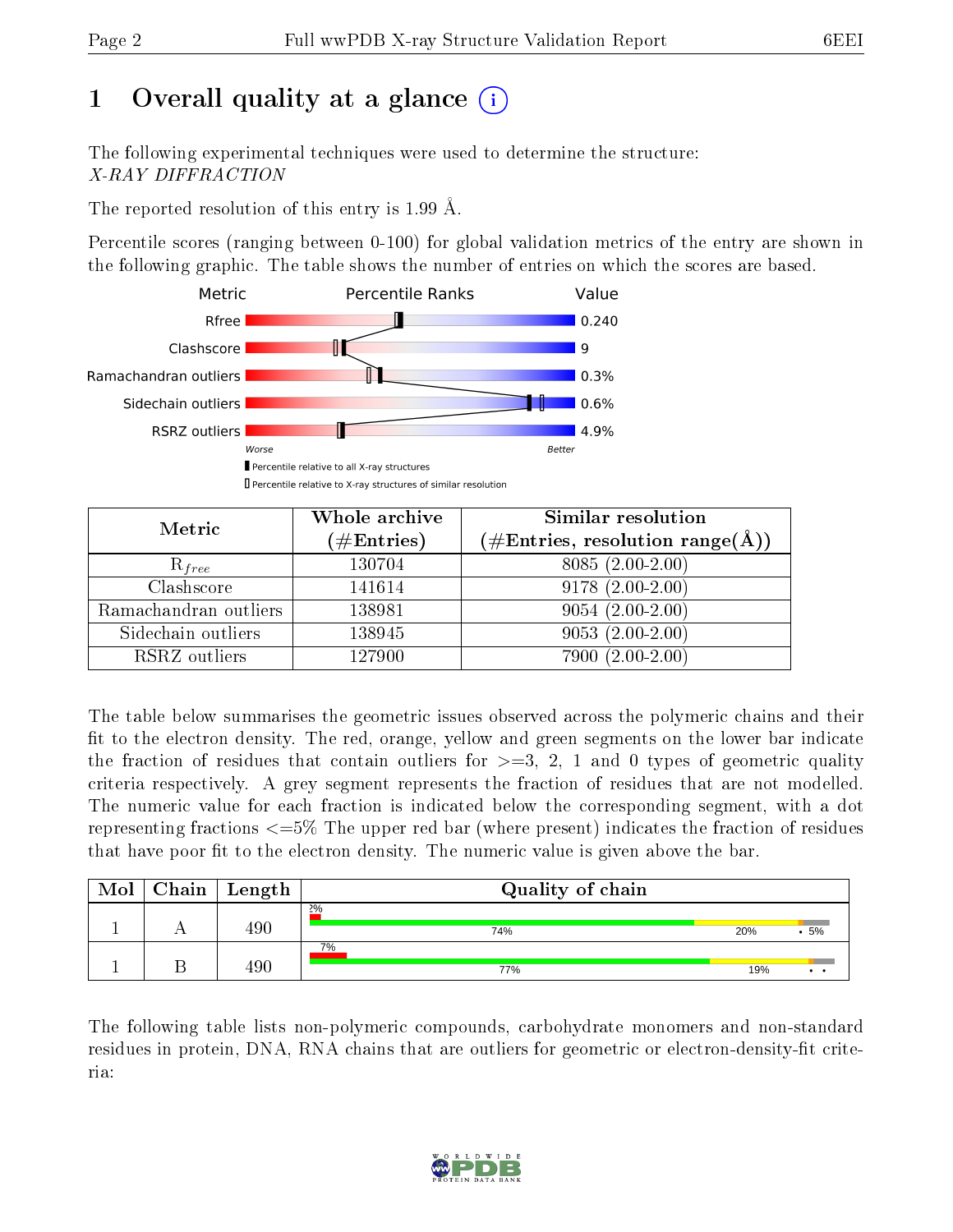# 1 Overall quality at a glance

The following experimental techniques were used to determine the structure: *X-RAY DIFFRACTION*

The reported resolution of this entry is 1.99 Å.

Percentile scores (ranging between 0-100) for global validation metrics of the entry are shown in the following graphic. The table shows the number of entries on which the scores are based.

| Metric | Value |
|---|---|
| Rfree | 0.240 |
| Clashscore | 9 |
| Ramachandran outliers | 0.3% |
| Sidechain outliers | 0.6% |
| RSRZ outliers | 4.9% |

| Metric | Whole archive (#Entries) | Similar resolution (#Entries, resolution range(Å)) |
|---|---|---|
| $R_{free}$ | 130704 | 8085 (2.00-2.00) |
| Clashscore | 141614 | 9178 (2.00-2.00) |
| Ramachandran outliers | 138981 | 9054 (2.00-2.00) |
| Sidechain outliers | 138945 | 9053 (2.00-2.00) |
| RSRZ outliers | 127900 | 7900 (2.00-2.00) |

The table below summarises the geometric issues observed across the polymeric chains and their fit to the electron density. The red, orange, yellow and green segments on the lower bar indicate the fraction of residues that contain outliers for >=3, 2, 1 and 0 types of geometric quality criteria respectively. A grey segment represents the fraction of residues that are not modelled. The numeric value for each fraction is indicated below the corresponding segment, with a dot representing fractions <=5% The upper red bar (where present) indicates the fraction of residues that have poor fit to the electron density. The numeric value is given above the bar.

| Mol | Chain | Length | Quality of chain |
|---|---|---|---|
| 1 | A | 490 | 2% / 74% / 20% / • 5% |
| 1 | B | 490 | 7% / 77% / 19% / • • |

The following table lists non-polymeric compounds, carbohydrate monomers and non-standard residues in protein, DNA, RNA chains that are outliers for geometric or electron-density-fit criteria: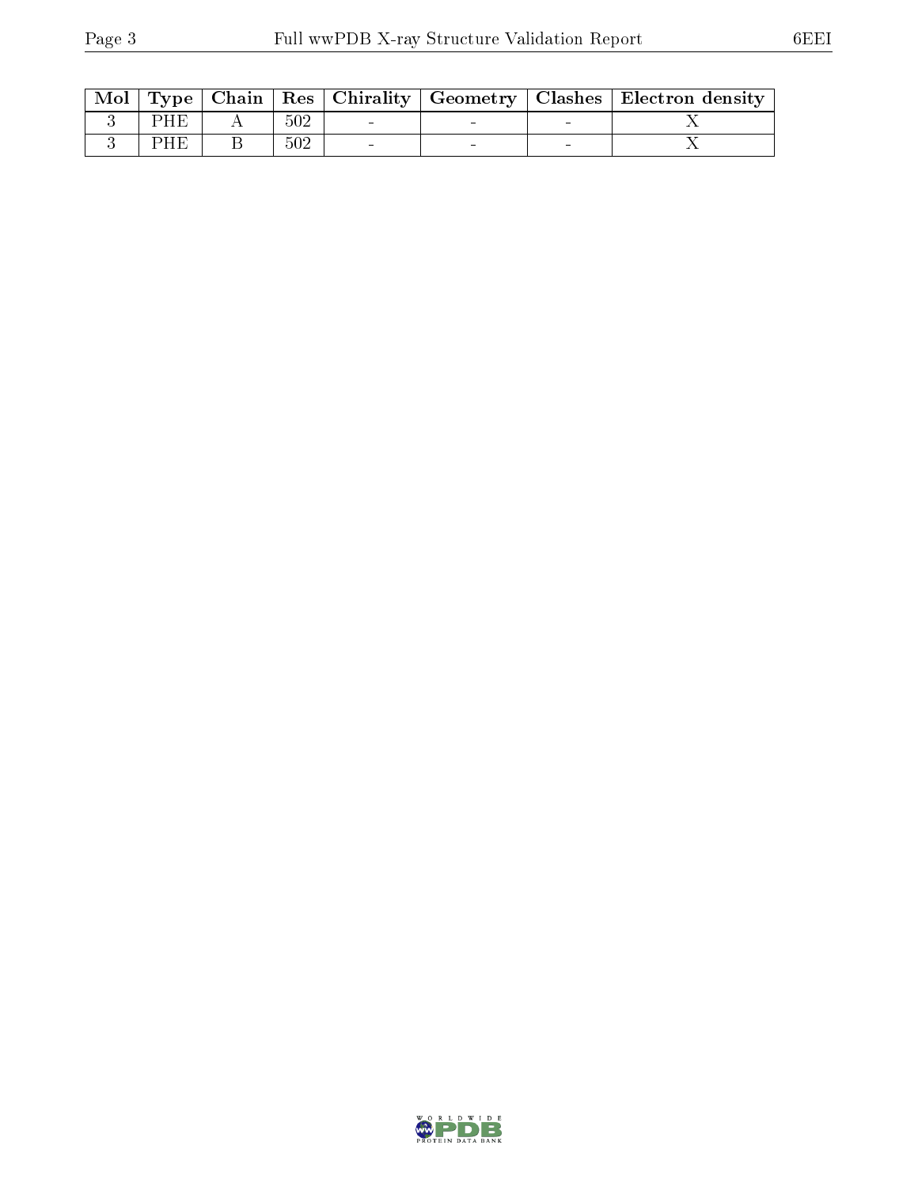| Mol | Type | Chain | Res | Chirality | Geometry | Clashes | Electron density |
|---|---|---|---|---|---|---|---|
| 3 | PHE | A | 502 | - | - | - | X |
| 3 | PHE | B | 502 | - | - | - | X |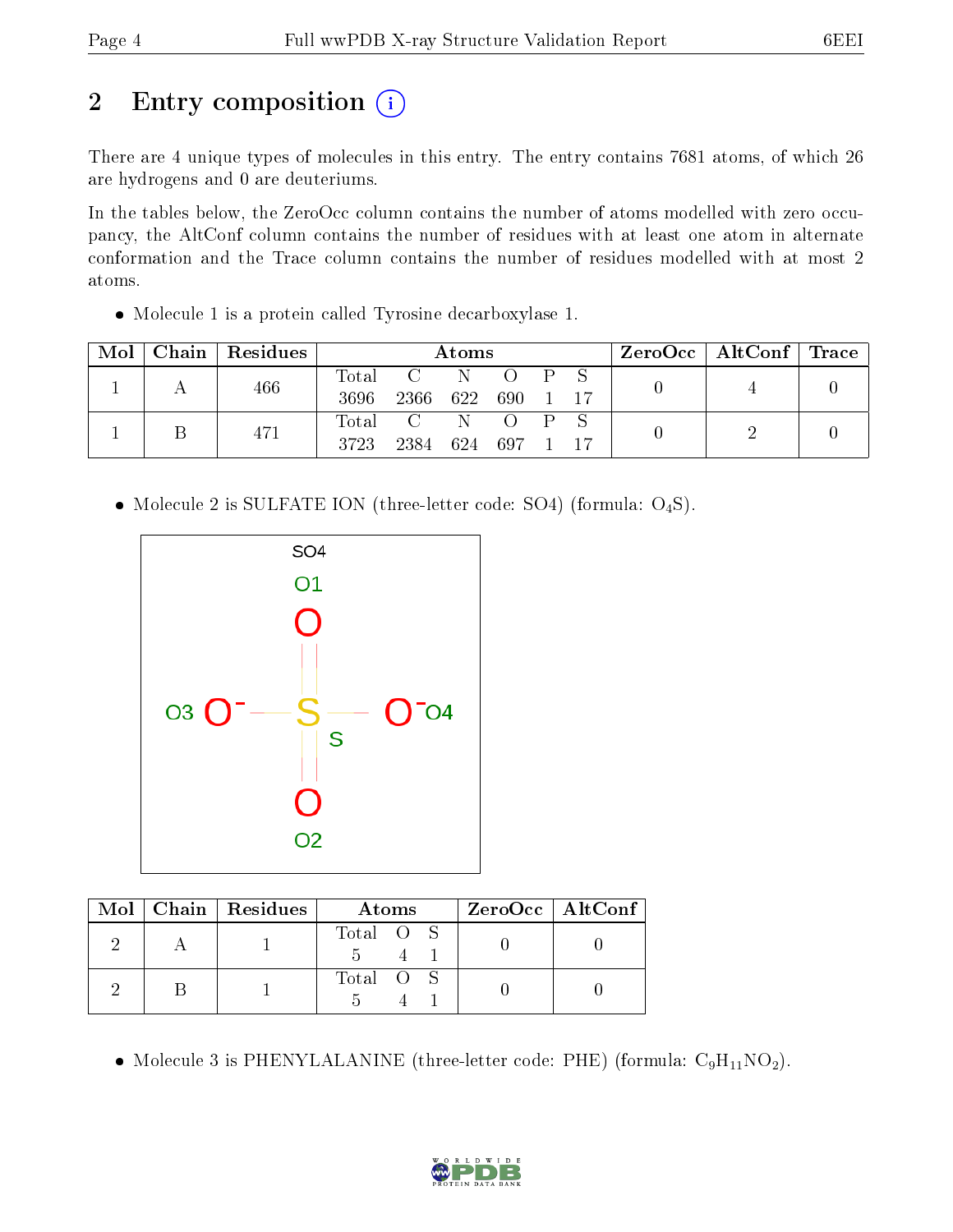# 2 Entry composition

There are 4 unique types of molecules in this entry. The entry contains 7681 atoms, of which 26 are hydrogens and 0 are deuteriums.

In the tables below, the ZeroOcc column contains the number of atoms modelled with zero occupancy, the AltConf column contains the number of residues with at least one atom in alternate conformation and the Trace column contains the number of residues modelled with at most 2 atoms.

- Molecule 1 is a protein called Tyrosine decarboxylase 1.

| Mol | Chain | Residues | Atoms | | | | | | ZeroOcc | AltConf | Trace |
|---|---|---|---|---|---|---|---|---|---|---|---|
| 1 | A | 466 | Total 3696 | C 2366 | N 622 | O 690 | P 1 | S 17 | 0 | 4 | 0 |
| 1 | B | 471 | Total 3723 | C 2384 | N 624 | O 697 | P 1 | S 17 | 0 | 2 | 0 |

- Molecule 2 is SULFATE ION (three-letter code: SO4) (formula: $O_4S$).

| Mol | Chain | Residues | Atoms | | | ZeroOcc | AltConf |
|---|---|---|---|---|---|---|---|
| 2 | A | 1 | Total 5 | O 4 | S 1 | 0 | 0 |
| 2 | B | 1 | Total 5 | O 4 | S 1 | 0 | 0 |

- Molecule 3 is PHENYLALANINE (three-letter code: PHE) (formula: $C_9H_{11}NO_2$).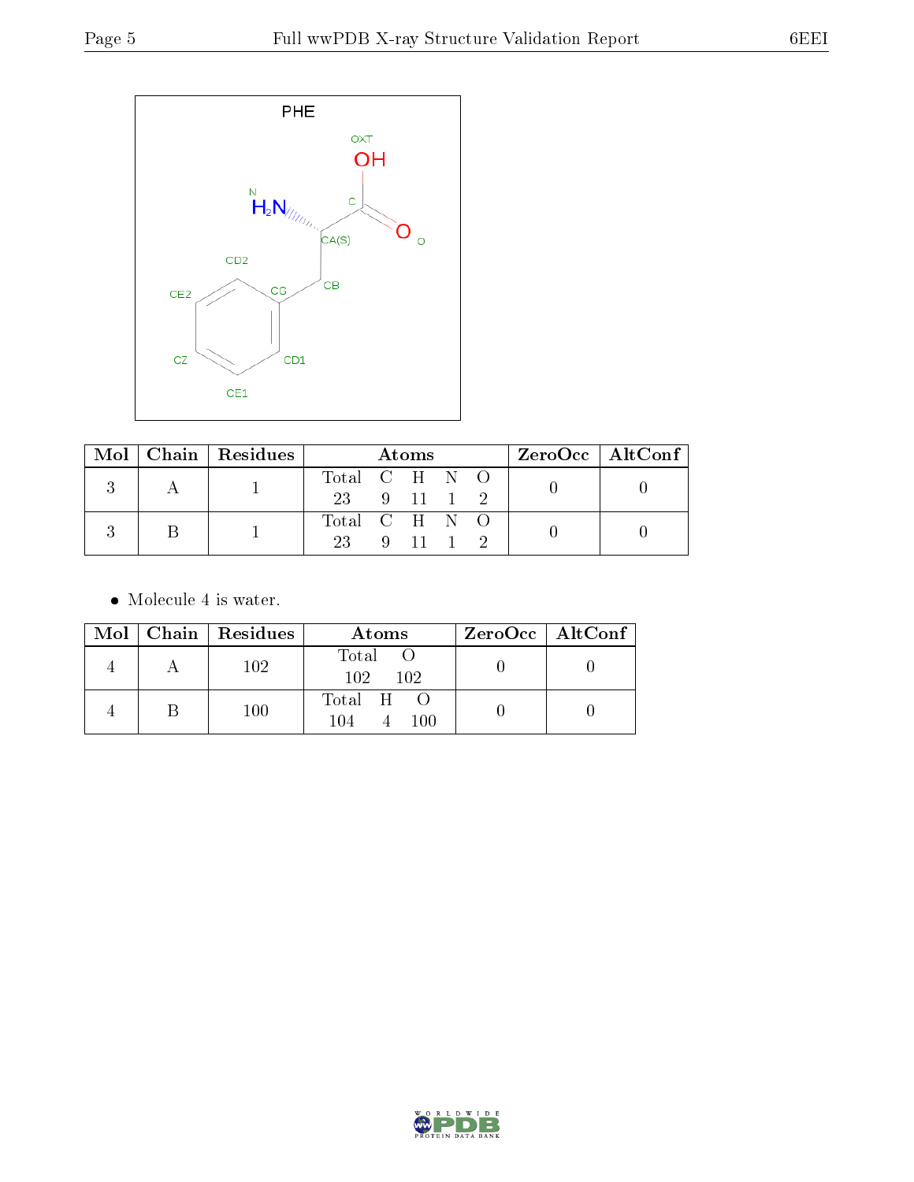| Mol | Chain | Residues | Atoms | | | | | ZeroOcc | AltConf |
|---|---|---|---|---|---|---|---|---|---|
| | | | Total | C | H | N | O | | |
| 3 | A | 1 | 23 | 9 | 11 | 1 | 2 | 0 | 0 |
| 3 | B | 1 | 23 | 9 | 11 | 1 | 2 | 0 | 0 |

- Molecule 4 is water.

| Mol | Chain | Residues | Atoms | | | ZeroOcc | AltConf |
|---|---|---|---|---|---|---|---|
| 4 | A | 102 | Total 102 | O 102 | | 0 | 0 |
| 4 | B | 100 | Total 104 | H 4 | O 100 | 0 | 0 |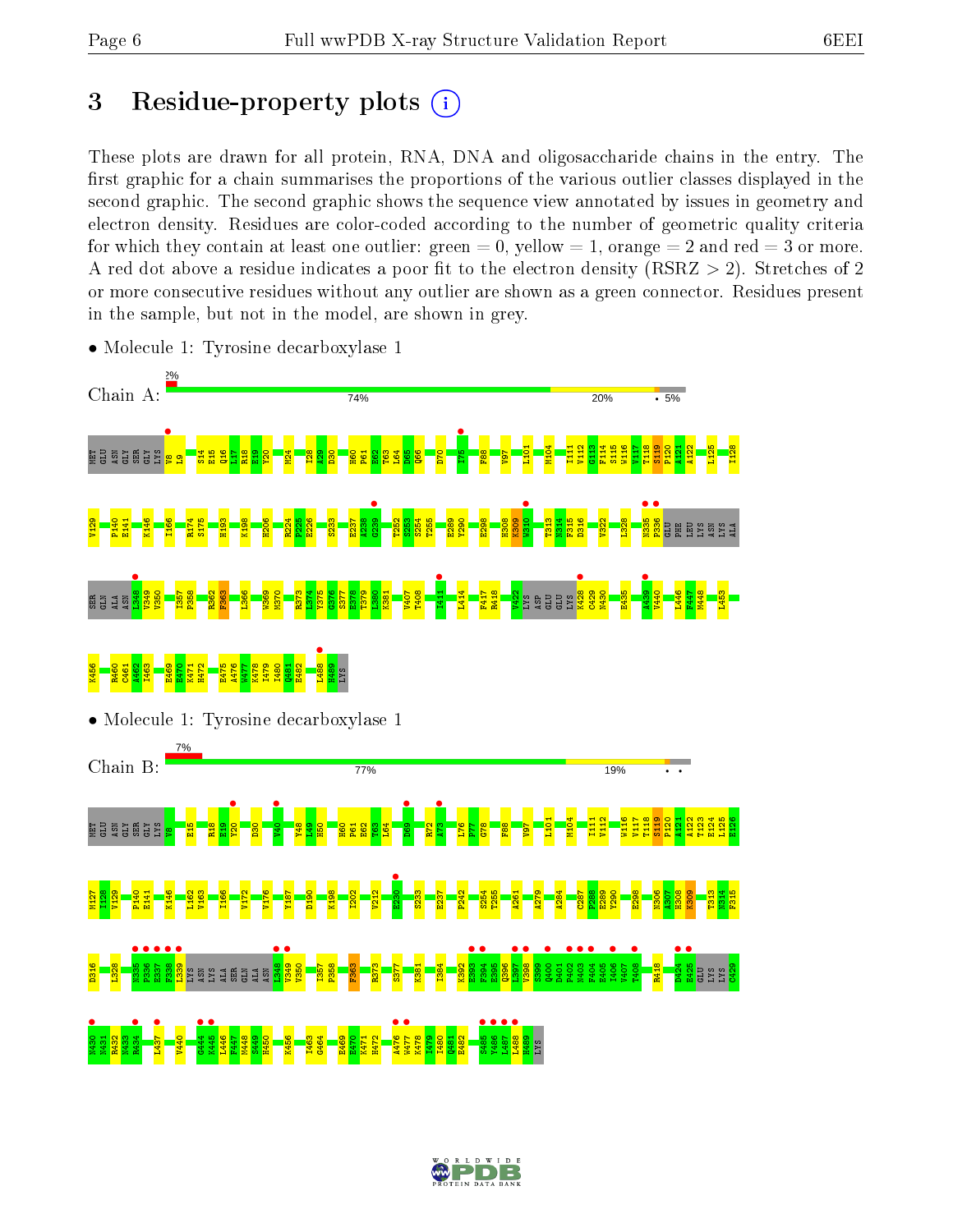# 3 Residue-property plots

These plots are drawn for all protein, RNA, DNA and oligosaccharide chains in the entry. The first graphic for a chain summarises the proportions of the various outlier classes displayed in the second graphic. The second graphic shows the sequence view annotated by issues in geometry and electron density. Residues are color-coded according to the number of geometric quality criteria for which they contain at least one outlier: green = 0, yellow = 1, orange = 2 and red = 3 or more. A red dot above a residue indicates a poor fit to the electron density (RSRZ > 2). Stretches of 2 or more consecutive residues without any outlier are shown as a green connector. Residues present in the sample, but not in the model, are shown in grey.

- Molecule 1: Tyrosine decarboxylase 1

Chain A: 2% | 74% | 20% | • | 5%

MET GLU ASN GLY SER GLY LYS V8 L9 S14 E15 Q16 L17 R18 E19 Y20 M24 I28 A29 D30 H60 P61 E62 T63 L64 D65 Q66 D70 I75 F88 V97 L101 M104 I111 V112 G113 F114 S115 W116 V117 T118 S119 P120 A121 A122 L125 I128 V129 P140 E141 K146 I166 R174 S175 H193 K198 H206 R224 E225 E226 S233 E237 A238 G239 T252 S253 S254 T255 E289 Y290 E298 H308 K309 W310 T313 N314 F315 D316 V322 L328 N335 P336 GLU PHE LEU LYS ASN LYS ALA SER GLN ALA ASN L348 V349 V350 I357 P358 R362 F363 L366 W369 M370 R373 I374 Y375 G376 S377 E378 T379 L380 K381 V407 T408 T411 L414 F417 R418 V422 LYS ASP GLU LYS K428 C429 N430 E435 A439 V440 L446 F447 M448 L453 K456 R460 C461 A462 I463 E469 E470 K471 H472 E475 A476 W477 K478 I479 I480 Q481 E482 L488 H489 LYS

- Molecule 1: Tyrosine decarboxylase 1

Chain B: 7% | 77% | 19% | • | •

MET GLU ASN GLY SER GLY LYS V8 E15 R18 E19 Y20 D30 V40 Y48 I49 H50 H60 P61 E62 T63 L64 D69 R72 A73 L76 F77 G78 F88 V97 L101 M104 I111 V112 W116 V117 T118 S119 P120 A121 A122 T123 E124 L125 E126 N127 T128 V129 P140 E141 K146 L162 V163 I166 V172 V176 Y187 D190 K198 I202 V212 E230 S233 E237 P242 S254 T255 A261 A279 A284 C287 P288 E289 Y290 E298 N306 A307 H308 K309 T313 N314 F315 D316 L328 N335 P336 E337 F338 L339 LYS ASN LYS ALA SER GLN ALA ASN L348 V349 V350 I357 P358 F363 R373 S377 K381 I384 K392 K393 E394 E395 Q396 L397 V398 S399 Q400 D401 P402 N403 F404 E405 I406 V407 T408 R418 D424 E425 GLU LYS LYS C429 N430 M431 H432 N433 R434 L437 V440 G444 K445 L446 F447 M448 S449 H450 K456 I463 G464 E469 E470 K471 H472 A476 W477 K478 I479 I480 Q481 E482 S485 V486 L487 L488 H489 LYS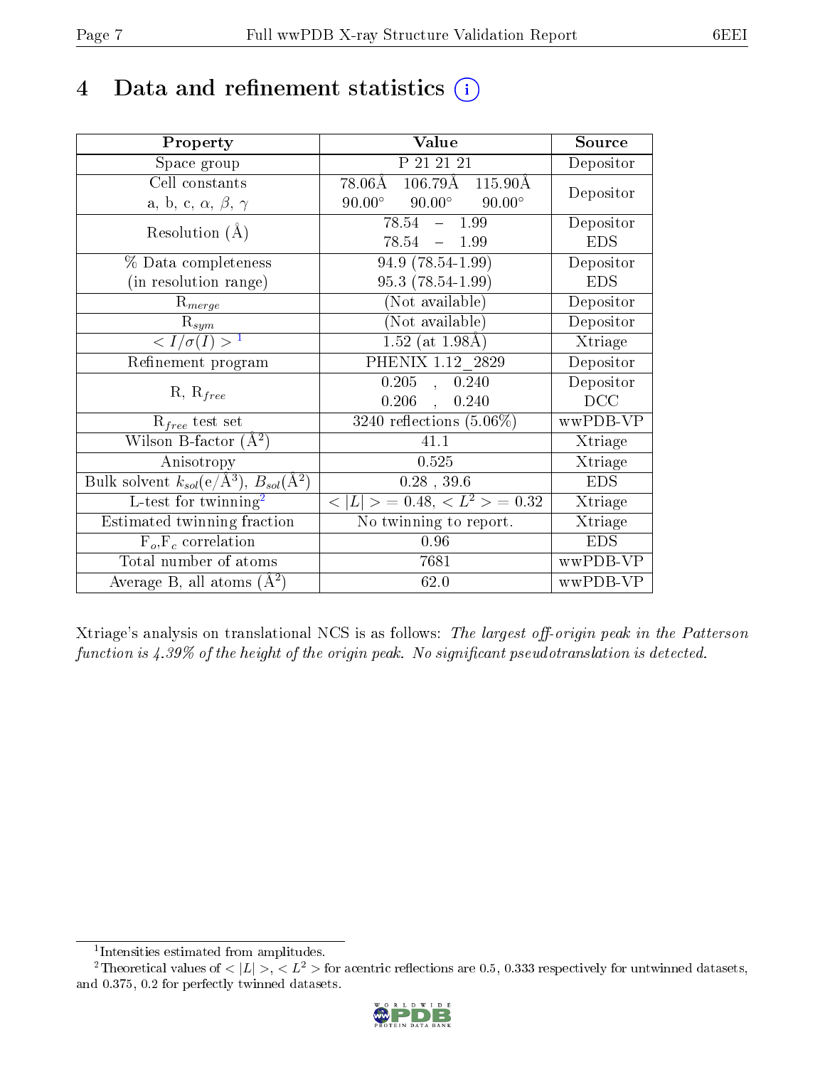# 4 Data and refinement statistics (i)

| Property | Value | Source |
|---|---|---|
| Space group | P 21 21 21 | Depositor |
| Cell constants<br>a, b, c, $\alpha$, $\beta$, $\gamma$ | 78.06Å 106.79Å 115.90Å<br>90.00° 90.00° 90.00° | Depositor |
| Resolution (Å) | 78.54 – 1.99<br>78.54 – 1.99 | Depositor<br>EDS |
| % Data completeness<br>(in resolution range) | 94.9 (78.54-1.99)<br>95.3 (78.54-1.99) | Depositor<br>EDS |
| $R_{merge}$ | (Not available) | Depositor |
| $R_{sym}$ | (Not available) | Depositor |
| $< I/\sigma(I) >$ [1] | 1.52 (at 1.98Å) | Xtriage |
| Refinement program | PHENIX 1.12_2829 | Depositor |
| R, $R_{free}$ | 0.205 , 0.240<br>0.206 , 0.240 | Depositor<br>DCC |
| $R_{free}$ test set | 3240 reflections (5.06%) | wwPDB-VP |
| Wilson B-factor (Å$^2$) | 41.1 | Xtriage |
| Anisotropy | 0.525 | Xtriage |
| Bulk solvent $k_{sol}$(e/Å$^3$), $B_{sol}$(Å$^2$) | 0.28 , 39.6 | EDS |
| L-test for twinning[2] | $< \|L\| >$ = 0.48, $< L^2 >$ = 0.32 | Xtriage |
| Estimated twinning fraction | No twinning to report. | Xtriage |
| $F_o$,$F_c$ correlation | 0.96 | EDS |
| Total number of atoms | 7681 | wwPDB-VP |
| Average B, all atoms (Å$^2$) | 62.0 | wwPDB-VP |

Xtriage's analysis on translational NCS is as follows: *The largest off-origin peak in the Patterson function is 4.39% of the height of the origin peak. No significant pseudotranslation is detected.*

[1] Intensities estimated from amplitudes.

[2] Theoretical values of $< |L| >$, $< L^2 >$ for acentric reflections are 0.5, 0.333 respectively for untwinned datasets, and 0.375, 0.2 for perfectly twinned datasets.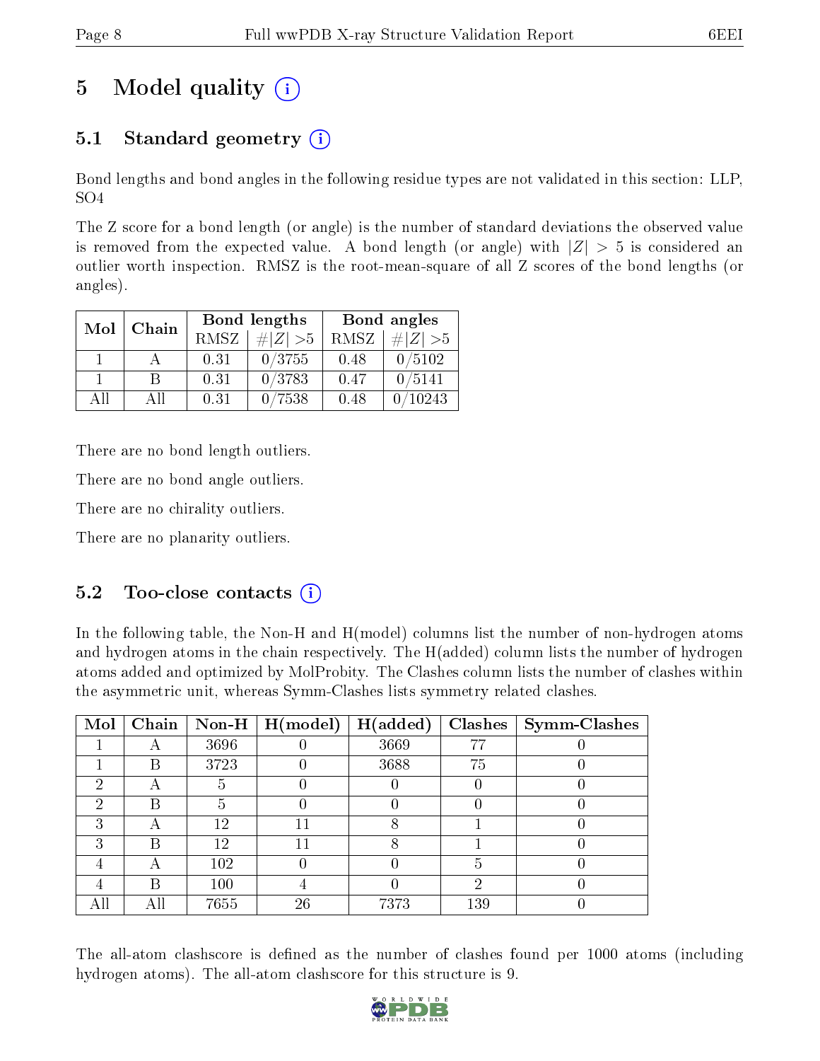# 5 Model quality

## 5.1 Standard geometry

Bond lengths and bond angles in the following residue types are not validated in this section: LLP, SO4

The Z score for a bond length (or angle) is the number of standard deviations the observed value is removed from the expected value. A bond length (or angle) with $|Z| > 5$ is considered an outlier worth inspection. RMSZ is the root-mean-square of all Z scores of the bond lengths (or angles).

| Mol | Chain | Bond lengths | | Bond angles | |
|---|---|---|---|---|---|
| | | RMSZ | #$\|Z\|$ >5 | RMSZ | #$\|Z\|$ >5 |
| 1 | A | 0.31 | 0/3755 | 0.48 | 0/5102 |
| 1 | B | 0.31 | 0/3783 | 0.47 | 0/5141 |
| All | All | 0.31 | 0/7538 | 0.48 | 0/10243 |

There are no bond length outliers.

There are no bond angle outliers.

There are no chirality outliers.

There are no planarity outliers.

## 5.2 Too-close contacts

In the following table, the Non-H and H(model) columns list the number of non-hydrogen atoms and hydrogen atoms in the chain respectively. The H(added) column lists the number of hydrogen atoms added and optimized by MolProbity. The Clashes column lists the number of clashes within the asymmetric unit, whereas Symm-Clashes lists symmetry related clashes.

| Mol | Chain | Non-H | H(model) | H(added) | Clashes | Symm-Clashes |
|---|---|---|---|---|---|---|
| 1 | A | 3696 | 0 | 3669 | 77 | 0 |
| 1 | B | 3723 | 0 | 3688 | 75 | 0 |
| 2 | A | 5 | 0 | 0 | 0 | 0 |
| 2 | B | 5 | 0 | 0 | 0 | 0 |
| 3 | A | 12 | 11 | 8 | 1 | 0 |
| 3 | B | 12 | 11 | 8 | 1 | 0 |
| 4 | A | 102 | 0 | 0 | 5 | 0 |
| 4 | B | 100 | 4 | 0 | 2 | 0 |
| All | All | 7655 | 26 | 7373 | 139 | 0 |

The all-atom clashscore is defined as the number of clashes found per 1000 atoms (including hydrogen atoms). The all-atom clashscore for this structure is 9.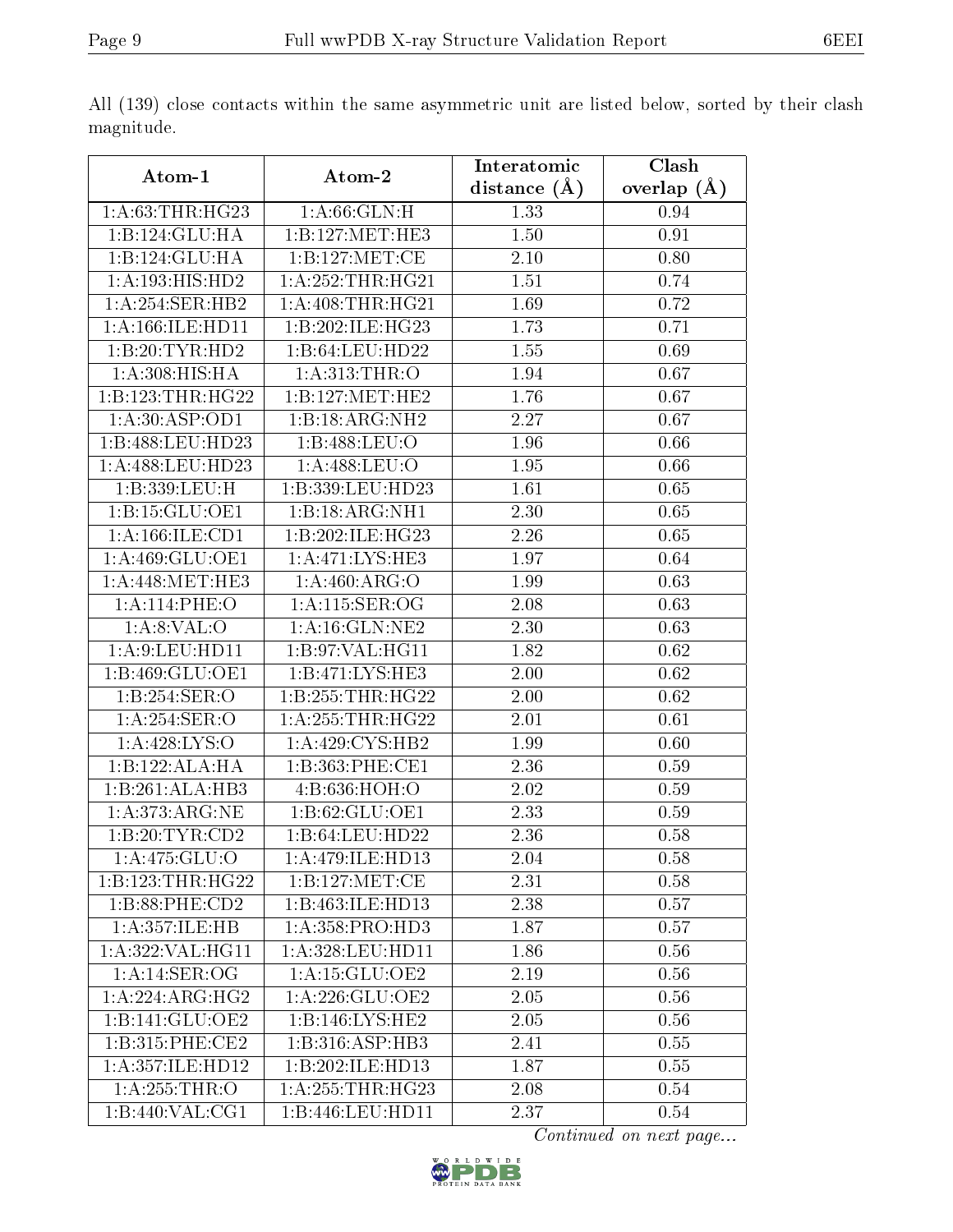All (139) close contacts within the same asymmetric unit are listed below, sorted by their clash magnitude.

| Atom-1 | Atom-2 | Interatomic distance (Å) | Clash overlap (Å) |
|---|---|---|---|
| 1:A:63:THR:HG23 | 1:A:66:GLN:H | 1.33 | 0.94 |
| 1:B:124:GLU:HA | 1:B:127:MET:HE3 | 1.50 | 0.91 |
| 1:B:124:GLU:HA | 1:B:127:MET:CE | 2.10 | 0.80 |
| 1:A:193:HIS:HD2 | 1:A:252:THR:HG21 | 1.51 | 0.74 |
| 1:A:254:SER:HB2 | 1:A:408:THR:HG21 | 1.69 | 0.72 |
| 1:A:166:ILE:HD11 | 1:B:202:ILE:HG23 | 1.73 | 0.71 |
| 1:B:20:TYR:HD2 | 1:B:64:LEU:HD22 | 1.55 | 0.69 |
| 1:A:308:HIS:HA | 1:A:313:THR:O | 1.94 | 0.67 |
| 1:B:123:THR:HG22 | 1:B:127:MET:HE2 | 1.76 | 0.67 |
| 1:A:30:ASP:OD1 | 1:B:18:ARG:NH2 | 2.27 | 0.67 |
| 1:B:488:LEU:HD23 | 1:B:488:LEU:O | 1.96 | 0.66 |
| 1:A:488:LEU:HD23 | 1:A:488:LEU:O | 1.95 | 0.66 |
| 1:B:339:LEU:H | 1:B:339:LEU:HD23 | 1.61 | 0.65 |
| 1:B:15:GLU:OE1 | 1:B:18:ARG:NH1 | 2.30 | 0.65 |
| 1:A:166:ILE:CD1 | 1:B:202:ILE:HG23 | 2.26 | 0.65 |
| 1:A:469:GLU:OE1 | 1:A:471:LYS:HE3 | 1.97 | 0.64 |
| 1:A:448:MET:HE3 | 1:A:460:ARG:O | 1.99 | 0.63 |
| 1:A:114:PHE:O | 1:A:115:SER:OG | 2.08 | 0.63 |
| 1:A:8:VAL:O | 1:A:16:GLN:NE2 | 2.30 | 0.63 |
| 1:A:9:LEU:HD11 | 1:B:97:VAL:HG11 | 1.82 | 0.62 |
| 1:B:469:GLU:OE1 | 1:B:471:LYS:HE3 | 2.00 | 0.62 |
| 1:B:254:SER:O | 1:B:255:THR:HG22 | 2.00 | 0.62 |
| 1:A:254:SER:O | 1:A:255:THR:HG22 | 2.01 | 0.61 |
| 1:A:428:LYS:O | 1:A:429:CYS:HB2 | 1.99 | 0.60 |
| 1:B:122:ALA:HA | 1:B:363:PHE:CE1 | 2.36 | 0.59 |
| 1:B:261:ALA:HB3 | 4:B:636:HOH:O | 2.02 | 0.59 |
| 1:A:373:ARG:NE | 1:B:62:GLU:OE1 | 2.33 | 0.59 |
| 1:B:20:TYR:CD2 | 1:B:64:LEU:HD22 | 2.36 | 0.58 |
| 1:A:475:GLU:O | 1:A:479:ILE:HD13 | 2.04 | 0.58 |
| 1:B:123:THR:HG22 | 1:B:127:MET:CE | 2.31 | 0.58 |
| 1:B:88:PHE:CD2 | 1:B:463:ILE:HD13 | 2.38 | 0.57 |
| 1:A:357:ILE:HB | 1:A:358:PRO:HD3 | 1.87 | 0.57 |
| 1:A:322:VAL:HG11 | 1:A:328:LEU:HD11 | 1.86 | 0.56 |
| 1:A:14:SER:OG | 1:A:15:GLU:OE2 | 2.19 | 0.56 |
| 1:A:224:ARG:HG2 | 1:A:226:GLU:OE2 | 2.05 | 0.56 |
| 1:B:141:GLU:OE2 | 1:B:146:LYS:HE2 | 2.05 | 0.56 |
| 1:B:315:PHE:CE2 | 1:B:316:ASP:HB3 | 2.41 | 0.55 |
| 1:A:357:ILE:HD12 | 1:B:202:ILE:HD13 | 1.87 | 0.55 |
| 1:A:255:THR:O | 1:A:255:THR:HG23 | 2.08 | 0.54 |
| 1:B:440:VAL:CG1 | 1:B:446:LEU:HD11 | 2.37 | 0.54 |

*Continued on next page...*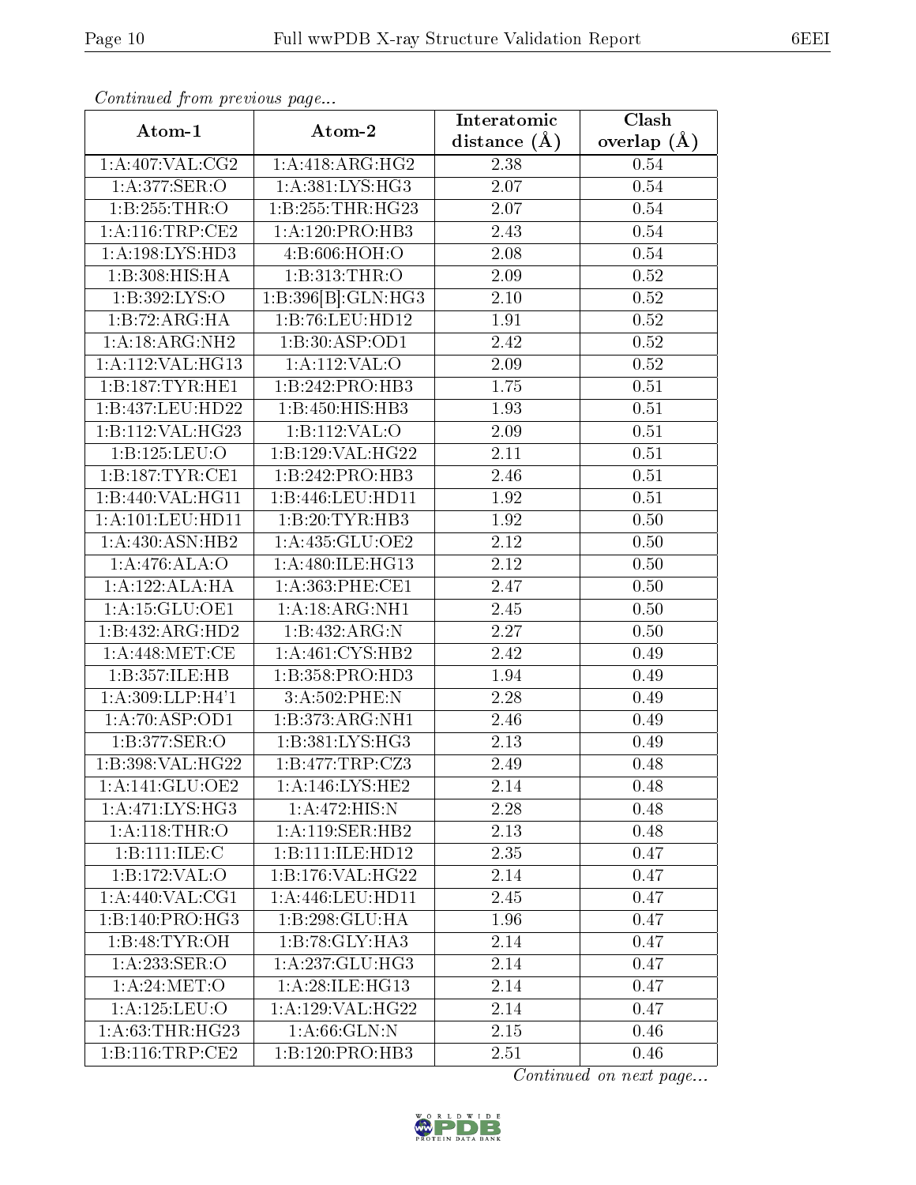*Continued from previous page...*

| Atom-1 | Atom-2 | Interatomic distance (Å) | Clash overlap (Å) |
|---|---|---|---|
| 1:A:407:VAL:CG2 | 1:A:418:ARG:HG2 | 2.38 | 0.54 |
| 1:A:377:SER:O | 1:A:381:LYS:HG3 | 2.07 | 0.54 |
| 1:B:255:THR:O | 1:B:255:THR:HG23 | 2.07 | 0.54 |
| 1:A:116:TRP:CE2 | 1:A:120:PRO:HB3 | 2.43 | 0.54 |
| 1:A:198:LYS:HD3 | 4:B:606:HOH:O | 2.08 | 0.54 |
| 1:B:308:HIS:HA | 1:B:313:THR:O | 2.09 | 0.52 |
| 1:B:392:LYS:O | 1:B:396[B]:GLN:HG3 | 2.10 | 0.52 |
| 1:B:72:ARG:HA | 1:B:76:LEU:HD12 | 1.91 | 0.52 |
| 1:A:18:ARG:NH2 | 1:B:30:ASP:OD1 | 2.42 | 0.52 |
| 1:A:112:VAL:HG13 | 1:A:112:VAL:O | 2.09 | 0.52 |
| 1:B:187:TYR:HE1 | 1:B:242:PRO:HB3 | 1.75 | 0.51 |
| 1:B:437:LEU:HD22 | 1:B:450:HIS:HB3 | 1.93 | 0.51 |
| 1:B:112:VAL:HG23 | 1:B:112:VAL:O | 2.09 | 0.51 |
| 1:B:125:LEU:O | 1:B:129:VAL:HG22 | 2.11 | 0.51 |
| 1:B:187:TYR:CE1 | 1:B:242:PRO:HB3 | 2.46 | 0.51 |
| 1:B:440:VAL:HG11 | 1:B:446:LEU:HD11 | 1.92 | 0.51 |
| 1:A:101:LEU:HD11 | 1:B:20:TYR:HB3 | 1.92 | 0.50 |
| 1:A:430:ASN:HB2 | 1:A:435:GLU:OE2 | 2.12 | 0.50 |
| 1:A:476:ALA:O | 1:A:480:ILE:HG13 | 2.12 | 0.50 |
| 1:A:122:ALA:HA | 1:A:363:PHE:CE1 | 2.47 | 0.50 |
| 1:A:15:GLU:OE1 | 1:A:18:ARG:NH1 | 2.45 | 0.50 |
| 1:B:432:ARG:HD2 | 1:B:432:ARG:N | 2.27 | 0.50 |
| 1:A:448:MET:CE | 1:A:461:CYS:HB2 | 2.42 | 0.49 |
| 1:B:357:ILE:HB | 1:B:358:PRO:HD3 | 1.94 | 0.49 |
| 1:A:309:LLP:H4'1 | 3:A:502:PHE:N | 2.28 | 0.49 |
| 1:A:70:ASP:OD1 | 1:B:373:ARG:NH1 | 2.46 | 0.49 |
| 1:B:377:SER:O | 1:B:381:LYS:HG3 | 2.13 | 0.49 |
| 1:B:398:VAL:HG22 | 1:B:477:TRP:CZ3 | 2.49 | 0.48 |
| 1:A:141:GLU:OE2 | 1:A:146:LYS:HE2 | 2.14 | 0.48 |
| 1:A:471:LYS:HG3 | 1:A:472:HIS:N | 2.28 | 0.48 |
| 1:A:118:THR:O | 1:A:119:SER:HB2 | 2.13 | 0.48 |
| 1:B:111:ILE:C | 1:B:111:ILE:HD12 | 2.35 | 0.47 |
| 1:B:172:VAL:O | 1:B:176:VAL:HG22 | 2.14 | 0.47 |
| 1:A:440:VAL:CG1 | 1:A:446:LEU:HD11 | 2.45 | 0.47 |
| 1:B:140:PRO:HG3 | 1:B:298:GLU:HA | 1.96 | 0.47 |
| 1:B:48:TYR:OH | 1:B:78:GLY:HA3 | 2.14 | 0.47 |
| 1:A:233:SER:O | 1:A:237:GLU:HG3 | 2.14 | 0.47 |
| 1:A:24:MET:O | 1:A:28:ILE:HG13 | 2.14 | 0.47 |
| 1:A:125:LEU:O | 1:A:129:VAL:HG22 | 2.14 | 0.47 |
| 1:A:63:THR:HG23 | 1:A:66:GLN:N | 2.15 | 0.46 |
| 1:B:116:TRP:CE2 | 1:B:120:PRO:HB3 | 2.51 | 0.46 |

*Continued on next page...*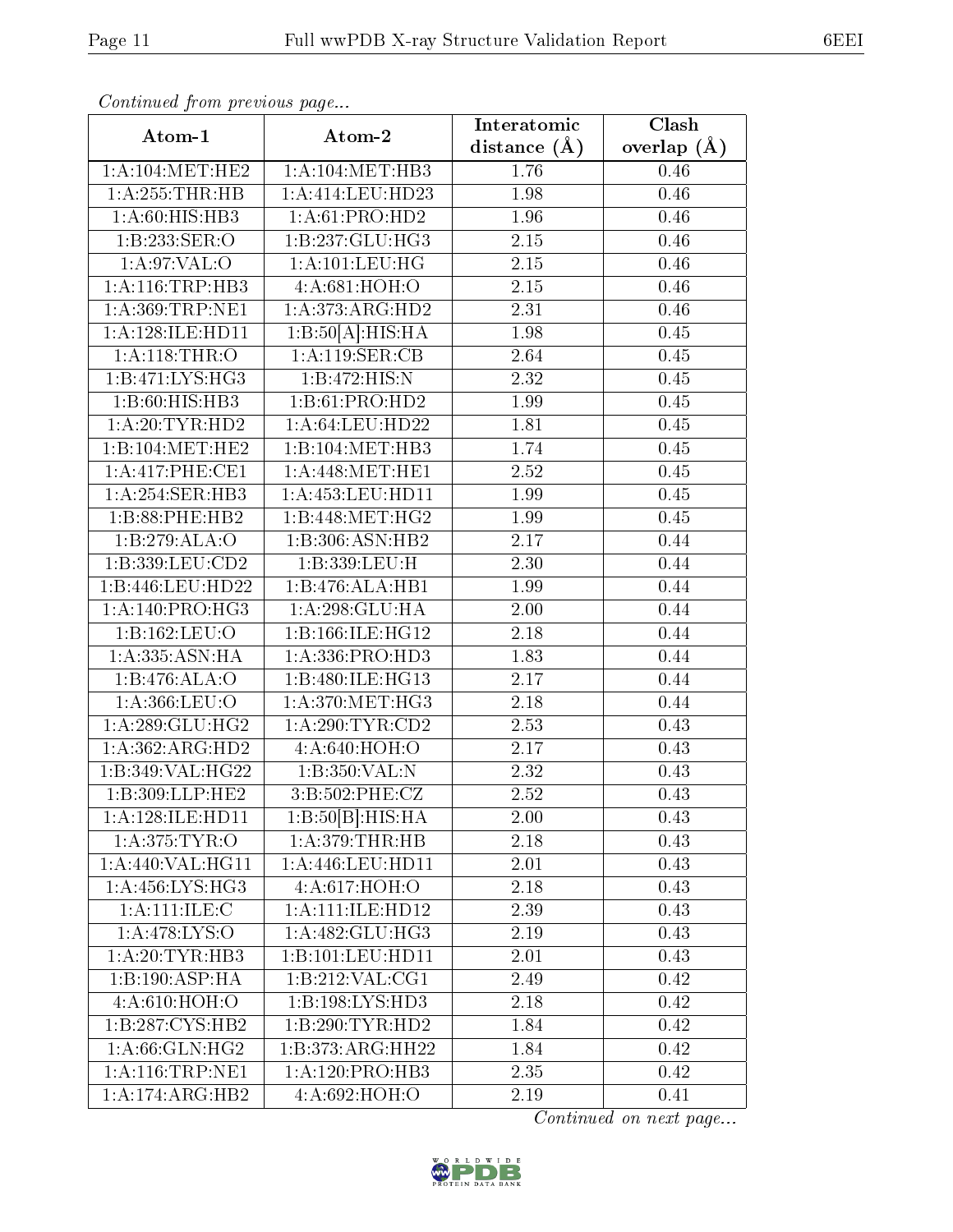*Continued from previous page...*

| Atom-1 | Atom-2 | Interatomic distance (Å) | Clash overlap (Å) |
|---|---|---|---|
| 1:A:104:MET:HE2 | 1:A:104:MET:HB3 | 1.76 | 0.46 |
| 1:A:255:THR:HB | 1:A:414:LEU:HD23 | 1.98 | 0.46 |
| 1:A:60:HIS:HB3 | 1:A:61:PRO:HD2 | 1.96 | 0.46 |
| 1:B:233:SER:O | 1:B:237:GLU:HG3 | 2.15 | 0.46 |
| 1:A:97:VAL:O | 1:A:101:LEU:HG | 2.15 | 0.46 |
| 1:A:116:TRP:HB3 | 4:A:681:HOH:O | 2.15 | 0.46 |
| 1:A:369:TRP:NE1 | 1:A:373:ARG:HD2 | 2.31 | 0.46 |
| 1:A:128:ILE:HD11 | 1:B:50[A]:HIS:HA | 1.98 | 0.45 |
| 1:A:118:THR:O | 1:A:119:SER:CB | 2.64 | 0.45 |
| 1:B:471:LYS:HG3 | 1:B:472:HIS:N | 2.32 | 0.45 |
| 1:B:60:HIS:HB3 | 1:B:61:PRO:HD2 | 1.99 | 0.45 |
| 1:A:20:TYR:HD2 | 1:A:64:LEU:HD22 | 1.81 | 0.45 |
| 1:B:104:MET:HE2 | 1:B:104:MET:HB3 | 1.74 | 0.45 |
| 1:A:417:PHE:CE1 | 1:A:448:MET:HE1 | 2.52 | 0.45 |
| 1:A:254:SER:HB3 | 1:A:453:LEU:HD11 | 1.99 | 0.45 |
| 1:B:88:PHE:HB2 | 1:B:448:MET:HG2 | 1.99 | 0.45 |
| 1:B:279:ALA:O | 1:B:306:ASN:HB2 | 2.17 | 0.44 |
| 1:B:339:LEU:CD2 | 1:B:339:LEU:H | 2.30 | 0.44 |
| 1:B:446:LEU:HD22 | 1:B:476:ALA:HB1 | 1.99 | 0.44 |
| 1:A:140:PRO:HG3 | 1:A:298:GLU:HA | 2.00 | 0.44 |
| 1:B:162:LEU:O | 1:B:166:ILE:HG12 | 2.18 | 0.44 |
| 1:A:335:ASN:HA | 1:A:336:PRO:HD3 | 1.83 | 0.44 |
| 1:B:476:ALA:O | 1:B:480:ILE:HG13 | 2.17 | 0.44 |
| 1:A:366:LEU:O | 1:A:370:MET:HG3 | 2.18 | 0.44 |
| 1:A:289:GLU:HG2 | 1:A:290:TYR:CD2 | 2.53 | 0.43 |
| 1:A:362:ARG:HD2 | 4:A:640:HOH:O | 2.17 | 0.43 |
| 1:B:349:VAL:HG22 | 1:B:350:VAL:N | 2.32 | 0.43 |
| 1:B:309:LLP:HE2 | 3:B:502:PHE:CZ | 2.52 | 0.43 |
| 1:A:128:ILE:HD11 | 1:B:50[B]:HIS:HA | 2.00 | 0.43 |
| 1:A:375:TYR:O | 1:A:379:THR:HB | 2.18 | 0.43 |
| 1:A:440:VAL:HG11 | 1:A:446:LEU:HD11 | 2.01 | 0.43 |
| 1:A:456:LYS:HG3 | 4:A:617:HOH:O | 2.18 | 0.43 |
| 1:A:111:ILE:C | 1:A:111:ILE:HD12 | 2.39 | 0.43 |
| 1:A:478:LYS:O | 1:A:482:GLU:HG3 | 2.19 | 0.43 |
| 1:A:20:TYR:HB3 | 1:B:101:LEU:HD11 | 2.01 | 0.43 |
| 1:B:190:ASP:HA | 1:B:212:VAL:CG1 | 2.49 | 0.42 |
| 4:A:610:HOH:O | 1:B:198:LYS:HD3 | 2.18 | 0.42 |
| 1:B:287:CYS:HB2 | 1:B:290:TYR:HD2 | 1.84 | 0.42 |
| 1:A:66:GLN:HG2 | 1:B:373:ARG:HH22 | 1.84 | 0.42 |
| 1:A:116:TRP:NE1 | 1:A:120:PRO:HB3 | 2.35 | 0.42 |
| 1:A:174:ARG:HB2 | 4:A:692:HOH:O | 2.19 | 0.41 |

*Continued on next page...*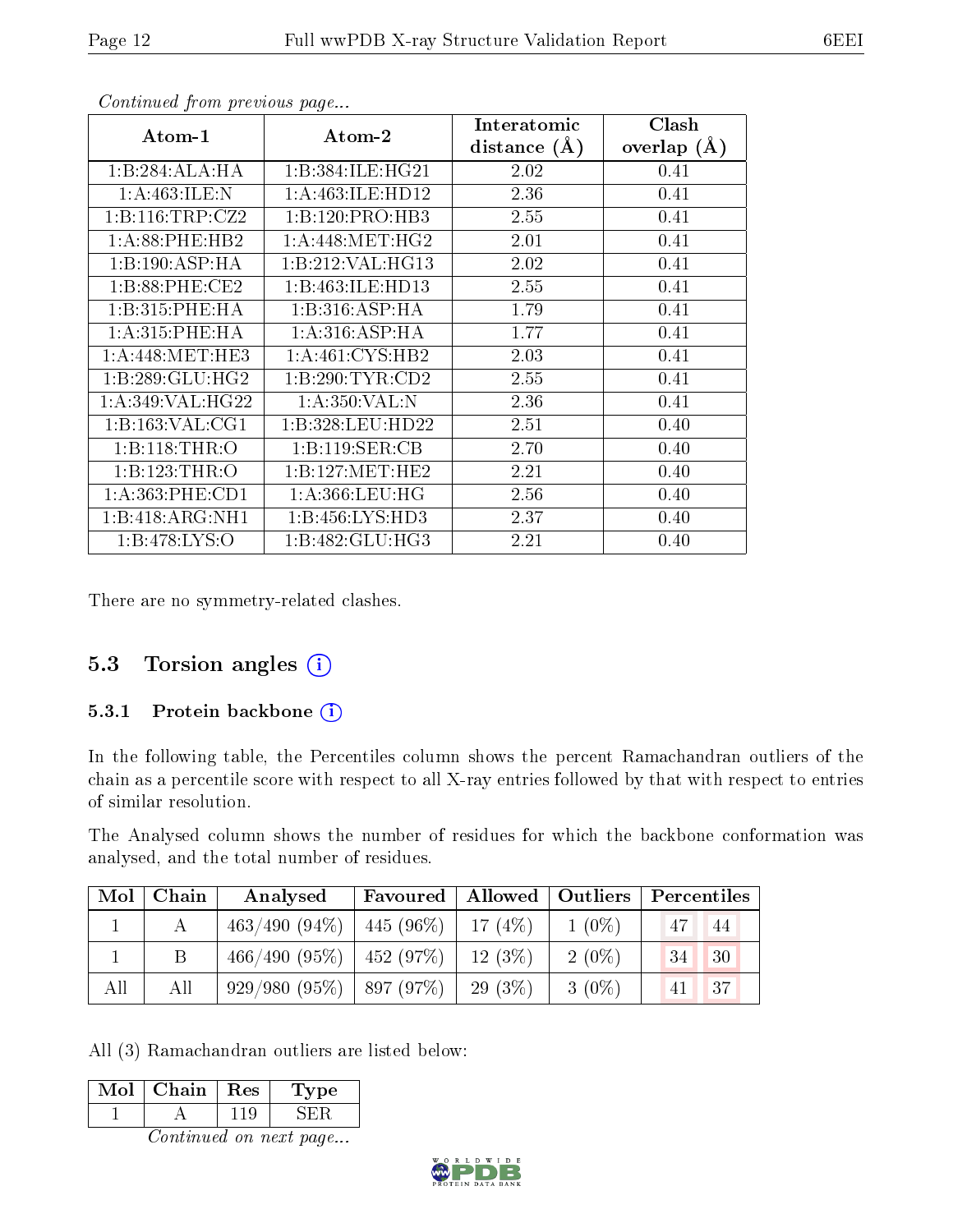*Continued from previous page...*

| Atom-1 | Atom-2 | Interatomic distance (Å) | Clash overlap (Å) |
|---|---|---|---|
| 1:B:284:ALA:HA | 1:B:384:ILE:HG21 | 2.02 | 0.41 |
| 1:A:463:ILE:N | 1:A:463:ILE:HD12 | 2.36 | 0.41 |
| 1:B:116:TRP:CZ2 | 1:B:120:PRO:HB3 | 2.55 | 0.41 |
| 1:A:88:PHE:HB2 | 1:A:448:MET:HG2 | 2.01 | 0.41 |
| 1:B:190:ASP:HA | 1:B:212:VAL:HG13 | 2.02 | 0.41 |
| 1:B:88:PHE:CE2 | 1:B:463:ILE:HD13 | 2.55 | 0.41 |
| 1:B:315:PHE:HA | 1:B:316:ASP:HA | 1.79 | 0.41 |
| 1:A:315:PHE:HA | 1:A:316:ASP:HA | 1.77 | 0.41 |
| 1:A:448:MET:HE3 | 1:A:461:CYS:HB2 | 2.03 | 0.41 |
| 1:B:289:GLU:HG2 | 1:B:290:TYR:CD2 | 2.55 | 0.41 |
| 1:A:349:VAL:HG22 | 1:A:350:VAL:N | 2.36 | 0.41 |
| 1:B:163:VAL:CG1 | 1:B:328:LEU:HD22 | 2.51 | 0.40 |
| 1:B:118:THR:O | 1:B:119:SER:CB | 2.70 | 0.40 |
| 1:B:123:THR:O | 1:B:127:MET:HE2 | 2.21 | 0.40 |
| 1:A:363:PHE:CD1 | 1:A:366:LEU:HG | 2.56 | 0.40 |
| 1:B:418:ARG:NH1 | 1:B:456:LYS:HD3 | 2.37 | 0.40 |
| 1:B:478:LYS:O | 1:B:482:GLU:HG3 | 2.21 | 0.40 |

There are no symmetry-related clashes.

## 5.3 Torsion angles

### 5.3.1 Protein backbone

In the following table, the Percentiles column shows the percent Ramachandran outliers of the chain as a percentile score with respect to all X-ray entries followed by that with respect to entries of similar resolution.

The Analysed column shows the number of residues for which the backbone conformation was analysed, and the total number of residues.

| Mol | Chain | Analysed | Favoured | Allowed | Outliers | Percentiles | |
|---|---|---|---|---|---|---|---|
| 1 | A | 463/490 (94%) | 445 (96%) | 17 (4%) | 1 (0%) | 47 | 44 |
| 1 | B | 466/490 (95%) | 452 (97%) | 12 (3%) | 2 (0%) | 34 | 30 |
| All | All | 929/980 (95%) | 897 (97%) | 29 (3%) | 3 (0%) | 41 | 37 |

All (3) Ramachandran outliers are listed below:

| Mol | Chain | Res | Type |
|---|---|---|---|
| 1 | A | 119 | SER |

*Continued on next page...*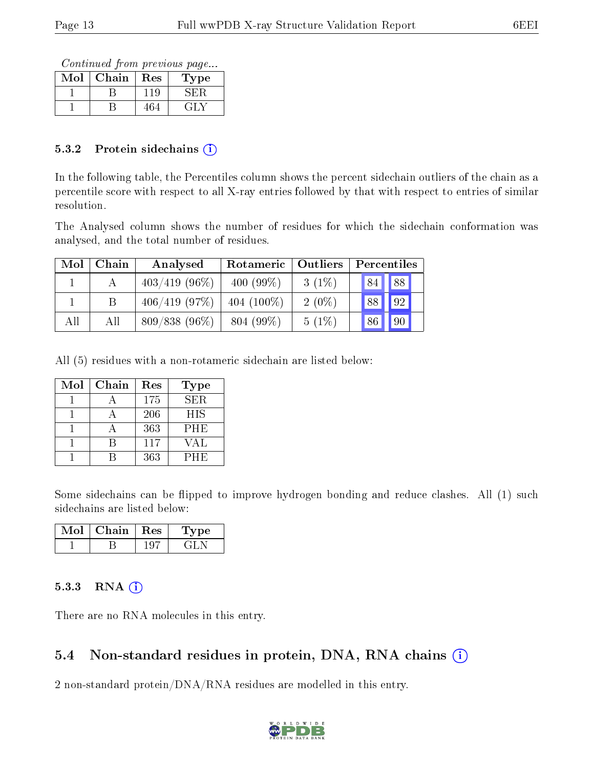*Continued from previous page...*

| Mol | Chain | Res | Type |
|---|---|---|---|
| 1 | B | 119 | SER |
| 1 | B | 464 | GLY |

### 5.3.2 Protein sidechains (i)

In the following table, the Percentiles column shows the percent sidechain outliers of the chain as a percentile score with respect to all X-ray entries followed by that with respect to entries of similar resolution.

The Analysed column shows the number of residues for which the sidechain conformation was analysed, and the total number of residues.

| Mol | Chain | Analysed | Rotameric | Outliers | Percentiles | |
|---|---|---|---|---|---|---|
| 1 | A | 403/419 (96%) | 400 (99%) | 3 (1%) | 84 | 88 |
| 1 | B | 406/419 (97%) | 404 (100%) | 2 (0%) | 88 | 92 |
| All | All | 809/838 (96%) | 804 (99%) | 5 (1%) | 86 | 90 |

All (5) residues with a non-rotameric sidechain are listed below:

| Mol | Chain | Res | Type |
|---|---|---|---|
| 1 | A | 175 | SER |
| 1 | A | 206 | HIS |
| 1 | A | 363 | PHE |
| 1 | B | 117 | VAL |
| 1 | B | 363 | PHE |

Some sidechains can be flipped to improve hydrogen bonding and reduce clashes. All (1) such sidechains are listed below:

| Mol | Chain | Res | Type |
|---|---|---|---|
| 1 | B | 197 | GLN |

### 5.3.3 RNA (i)

There are no RNA molecules in this entry.

## 5.4 Non-standard residues in protein, DNA, RNA chains (i)

2 non-standard protein/DNA/RNA residues are modelled in this entry.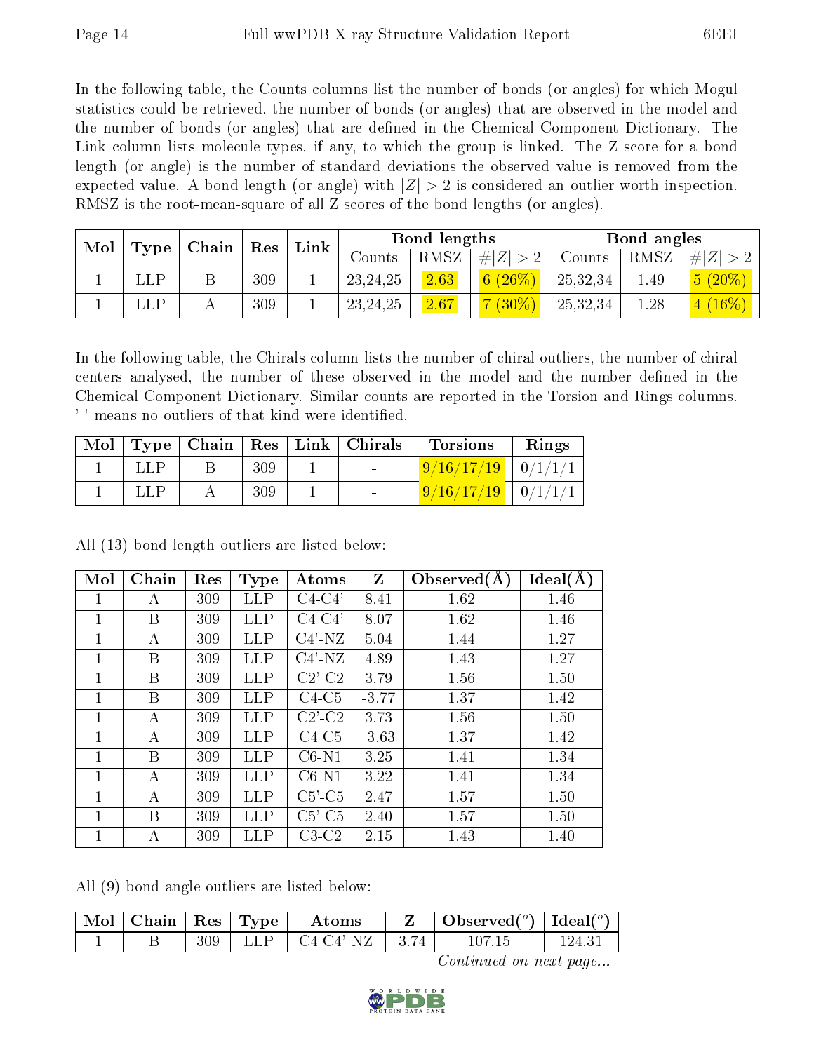In the following table, the Counts columns list the number of bonds (or angles) for which Mogul statistics could be retrieved, the number of bonds (or angles) that are observed in the model and the number of bonds (or angles) that are defined in the Chemical Component Dictionary. The Link column lists molecule types, if any, to which the group is linked. The Z score for a bond length (or angle) is the number of standard deviations the observed value is removed from the expected value. A bond length (or angle) with $|Z| > 2$ is considered an outlier worth inspection. RMSZ is the root-mean-square of all Z scores of the bond lengths (or angles).

| Mol | Type | Chain | Res | Link | Bond lengths | | | Bond angles | | |
|---|---|---|---|---|---|---|---|---|---|---|
| | | | | | Counts | RMSZ | $\#\|Z\| > 2$ | Counts | RMSZ | $\#\|Z\| > 2$ |
| 1 | LLP | B | 309 | 1 | 23,24,25 | 2.63 | 6 (26%) | 25,32,34 | 1.49 | 5 (20%) |
| 1 | LLP | A | 309 | 1 | 23,24,25 | 2.67 | 7 (30%) | 25,32,34 | 1.28 | 4 (16%) |

In the following table, the Chirals column lists the number of chiral outliers, the number of chiral centers analysed, the number of these observed in the model and the number defined in the Chemical Component Dictionary. Similar counts are reported in the Torsion and Rings columns. '-' means no outliers of that kind were identified.

| Mol | Type | Chain | Res | Link | Chirals | Torsions | Rings |
|---|---|---|---|---|---|---|---|
| 1 | LLP | B | 309 | 1 | - | 9/16/17/19 | 0/1/1/1 |
| 1 | LLP | A | 309 | 1 | - | 9/16/17/19 | 0/1/1/1 |

All (13) bond length outliers are listed below:

| Mol | Chain | Res | Type | Atoms | Z | Observed(Å) | Ideal(Å) |
|---|---|---|---|---|---|---|---|
| 1 | A | 309 | LLP | C4-C4' | 8.41 | 1.62 | 1.46 |
| 1 | B | 309 | LLP | C4-C4' | 8.07 | 1.62 | 1.46 |
| 1 | A | 309 | LLP | C4'-NZ | 5.04 | 1.44 | 1.27 |
| 1 | B | 309 | LLP | C4'-NZ | 4.89 | 1.43 | 1.27 |
| 1 | B | 309 | LLP | C2'-C2 | 3.79 | 1.56 | 1.50 |
| 1 | B | 309 | LLP | C4-C5 | -3.77 | 1.37 | 1.42 |
| 1 | A | 309 | LLP | C2'-C2 | 3.73 | 1.56 | 1.50 |
| 1 | A | 309 | LLP | C4-C5 | -3.63 | 1.37 | 1.42 |
| 1 | B | 309 | LLP | C6-N1 | 3.25 | 1.41 | 1.34 |
| 1 | A | 309 | LLP | C6-N1 | 3.22 | 1.41 | 1.34 |
| 1 | A | 309 | LLP | C5'-C5 | 2.47 | 1.57 | 1.50 |
| 1 | B | 309 | LLP | C5'-C5 | 2.40 | 1.57 | 1.50 |
| 1 | A | 309 | LLP | C3-C2 | 2.15 | 1.43 | 1.40 |

All (9) bond angle outliers are listed below:

| Mol | Chain | Res | Type | Atoms | Z | Observed($^o$) | Ideal($^o$) |
|---|---|---|---|---|---|---|---|
| 1 | B | 309 | LLP | C4-C4'-NZ | -3.74 | 107.15 | 124.31 |

*Continued on next page...*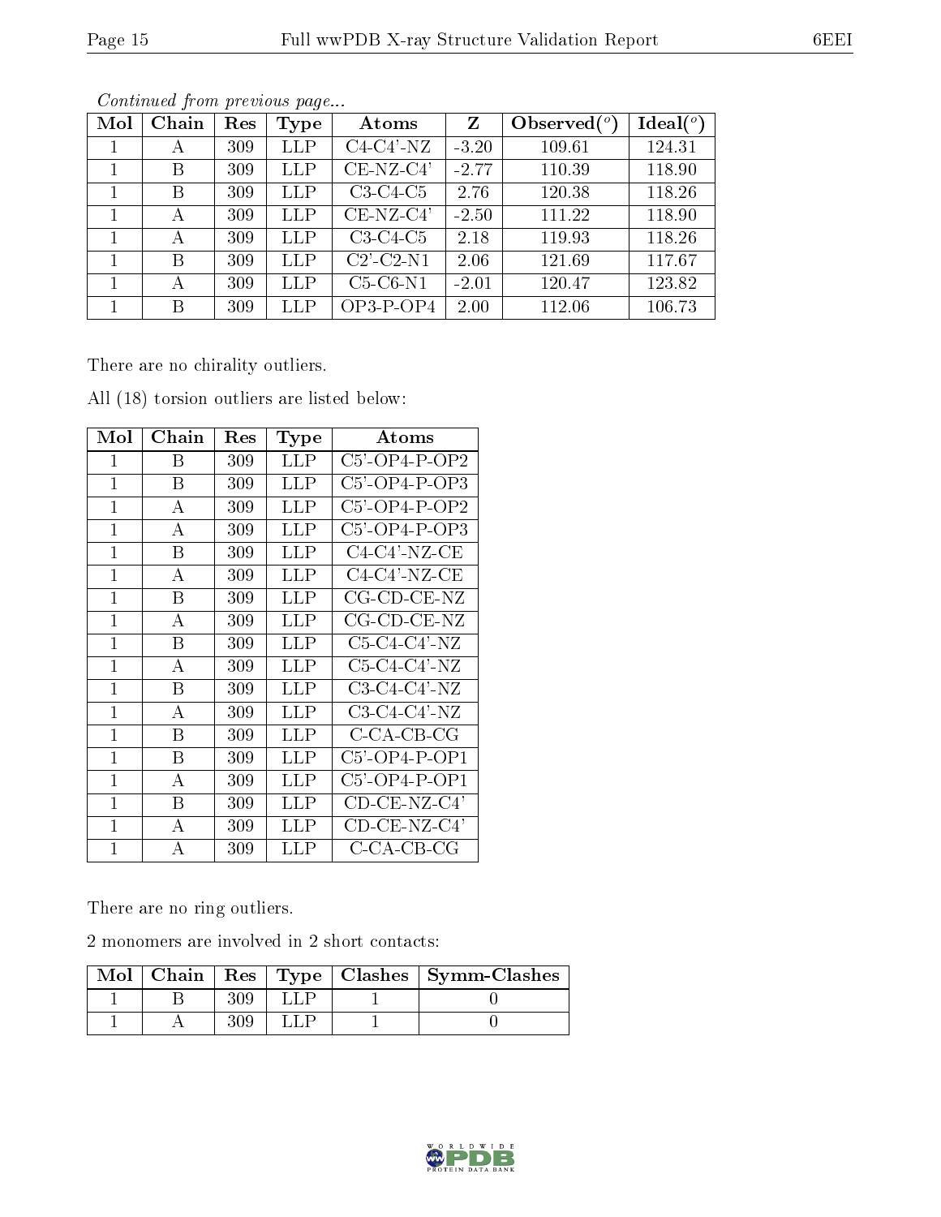*Continued from previous page...*

| Mol | Chain | Res | Type | Atoms | Z | Observed(°) | Ideal(°) |
|---|---|---|---|---|---|---|---|
| 1 | A | 309 | LLP | C4-C4'-NZ | -3.20 | 109.61 | 124.31 |
| 1 | B | 309 | LLP | CE-NZ-C4' | -2.77 | 110.39 | 118.90 |
| 1 | B | 309 | LLP | C3-C4-C5 | 2.76 | 120.38 | 118.26 |
| 1 | A | 309 | LLP | CE-NZ-C4' | -2.50 | 111.22 | 118.90 |
| 1 | A | 309 | LLP | C3-C4-C5 | 2.18 | 119.93 | 118.26 |
| 1 | B | 309 | LLP | C2'-C2-N1 | 2.06 | 121.69 | 117.67 |
| 1 | A | 309 | LLP | C5-C6-N1 | -2.01 | 120.47 | 123.82 |
| 1 | B | 309 | LLP | OP3-P-OP4 | 2.00 | 112.06 | 106.73 |

There are no chirality outliers.

All (18) torsion outliers are listed below:

| Mol | Chain | Res | Type | Atoms |
|---|---|---|---|---|
| 1 | B | 309 | LLP | C5'-OP4-P-OP2 |
| 1 | B | 309 | LLP | C5'-OP4-P-OP3 |
| 1 | A | 309 | LLP | C5'-OP4-P-OP2 |
| 1 | A | 309 | LLP | C5'-OP4-P-OP3 |
| 1 | B | 309 | LLP | C4-C4'-NZ-CE |
| 1 | A | 309 | LLP | C4-C4'-NZ-CE |
| 1 | B | 309 | LLP | CG-CD-CE-NZ |
| 1 | A | 309 | LLP | CG-CD-CE-NZ |
| 1 | B | 309 | LLP | C5-C4-C4'-NZ |
| 1 | A | 309 | LLP | C5-C4-C4'-NZ |
| 1 | B | 309 | LLP | C3-C4-C4'-NZ |
| 1 | A | 309 | LLP | C3-C4-C4'-NZ |
| 1 | B | 309 | LLP | C-CA-CB-CG |
| 1 | B | 309 | LLP | C5'-OP4-P-OP1 |
| 1 | A | 309 | LLP | C5'-OP4-P-OP1 |
| 1 | B | 309 | LLP | CD-CE-NZ-C4' |
| 1 | A | 309 | LLP | CD-CE-NZ-C4' |
| 1 | A | 309 | LLP | C-CA-CB-CG |

There are no ring outliers.

2 monomers are involved in 2 short contacts:

| Mol | Chain | Res | Type | Clashes | Symm-Clashes |
|---|---|---|---|---|---|
| 1 | B | 309 | LLP | 1 | 0 |
| 1 | A | 309 | LLP | 1 | 0 |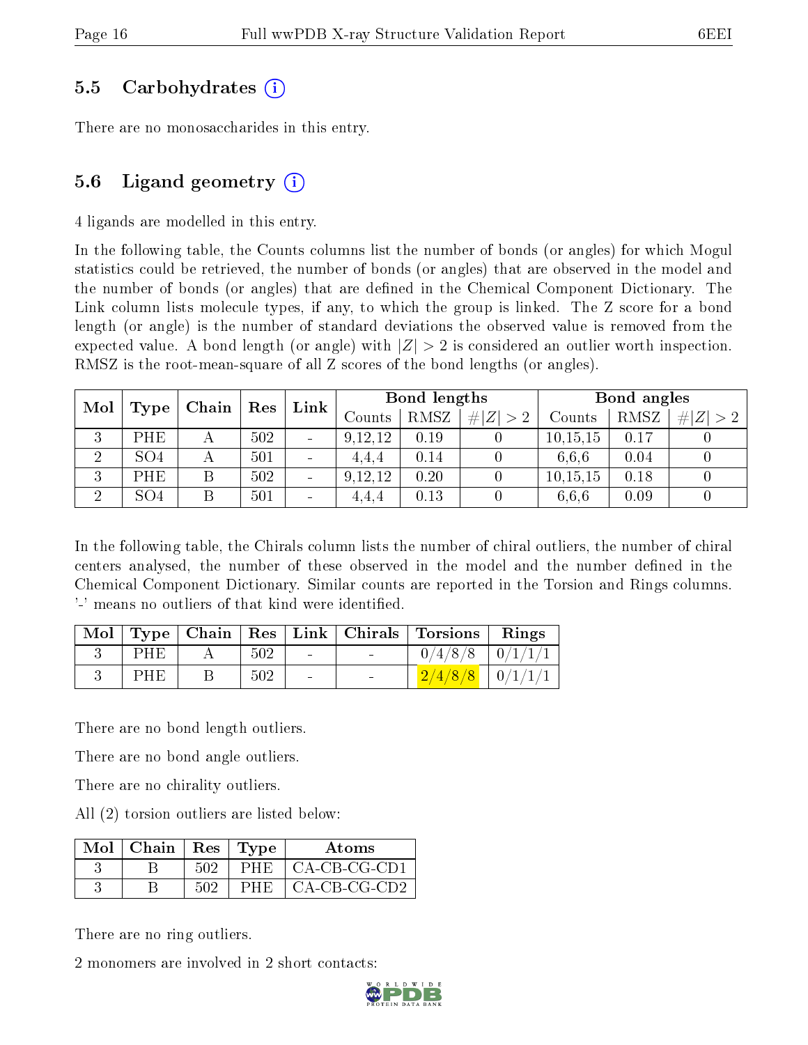## 5.5 Carbohydrates (i)

There are no monosaccharides in this entry.

## 5.6 Ligand geometry (i)

4 ligands are modelled in this entry.

In the following table, the Counts columns list the number of bonds (or angles) for which Mogul statistics could be retrieved, the number of bonds (or angles) that are observed in the model and the number of bonds (or angles) that are defined in the Chemical Component Dictionary. The Link column lists molecule types, if any, to which the group is linked. The Z score for a bond length (or angle) is the number of standard deviations the observed value is removed from the expected value. A bond length (or angle) with $|Z| > 2$ is considered an outlier worth inspection. RMSZ is the root-mean-square of all Z scores of the bond lengths (or angles).

| Mol | Type | Chain | Res | Link | Bond lengths | | | Bond angles | | |
|---|---|---|---|---|---|---|---|---|---|---|
| | | | | | Counts | RMSZ | $\#\|Z\| > 2$ | Counts | RMSZ | $\#\|Z\| > 2$ |
| 3 | PHE | A | 502 | - | 9,12,12 | 0.19 | 0 | 10,15,15 | 0.17 | 0 |
| 2 | SO4 | A | 501 | - | 4,4,4 | 0.14 | 0 | 6,6,6 | 0.04 | 0 |
| 3 | PHE | B | 502 | - | 9,12,12 | 0.20 | 0 | 10,15,15 | 0.18 | 0 |
| 2 | SO4 | B | 501 | - | 4,4,4 | 0.13 | 0 | 6,6,6 | 0.09 | 0 |

In the following table, the Chirals column lists the number of chiral outliers, the number of chiral centers analysed, the number of these observed in the model and the number defined in the Chemical Component Dictionary. Similar counts are reported in the Torsion and Rings columns. '-' means no outliers of that kind were identified.

| Mol | Type | Chain | Res | Link | Chirals | Torsions | Rings |
|---|---|---|---|---|---|---|---|
| 3 | PHE | A | 502 | - | - | 0/4/8/8 | 0/1/1/1 |
| 3 | PHE | B | 502 | - | - | 2/4/8/8 | 0/1/1/1 |

There are no bond length outliers.

There are no bond angle outliers.

There are no chirality outliers.

All (2) torsion outliers are listed below:

| Mol | Chain | Res | Type | Atoms |
|---|---|---|---|---|
| 3 | B | 502 | PHE | CA-CB-CG-CD1 |
| 3 | B | 502 | PHE | CA-CB-CG-CD2 |

There are no ring outliers.

2 monomers are involved in 2 short contacts: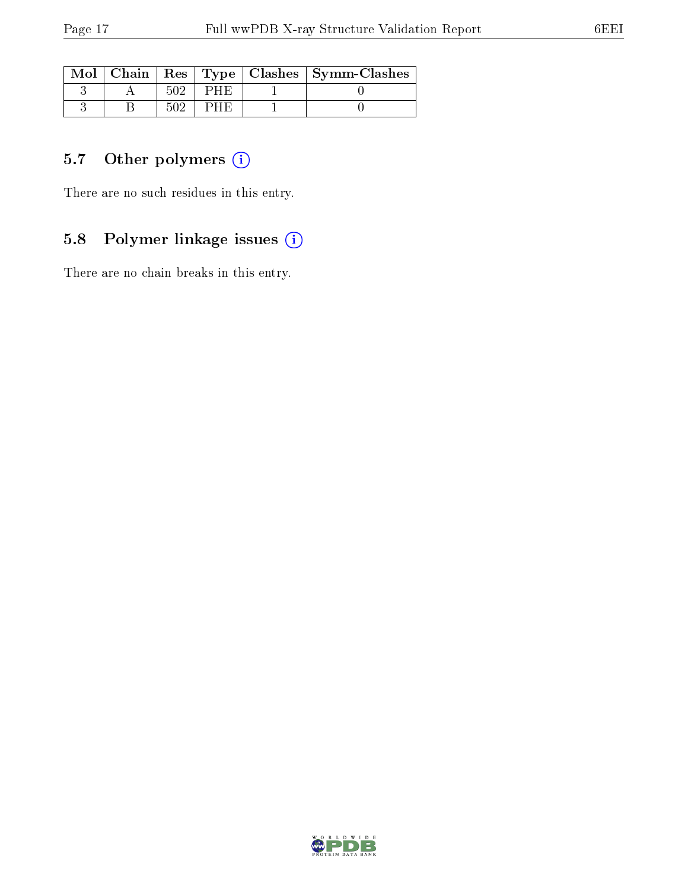| Mol | Chain | Res | Type | Clashes | Symm-Clashes |
|---|---|---|---|---|---|
| 3 | A | 502 | PHE | 1 | 0 |
| 3 | B | 502 | PHE | 1 | 0 |

### 5.7 Other polymers

There are no such residues in this entry.

### 5.8 Polymer linkage issues

There are no chain breaks in this entry.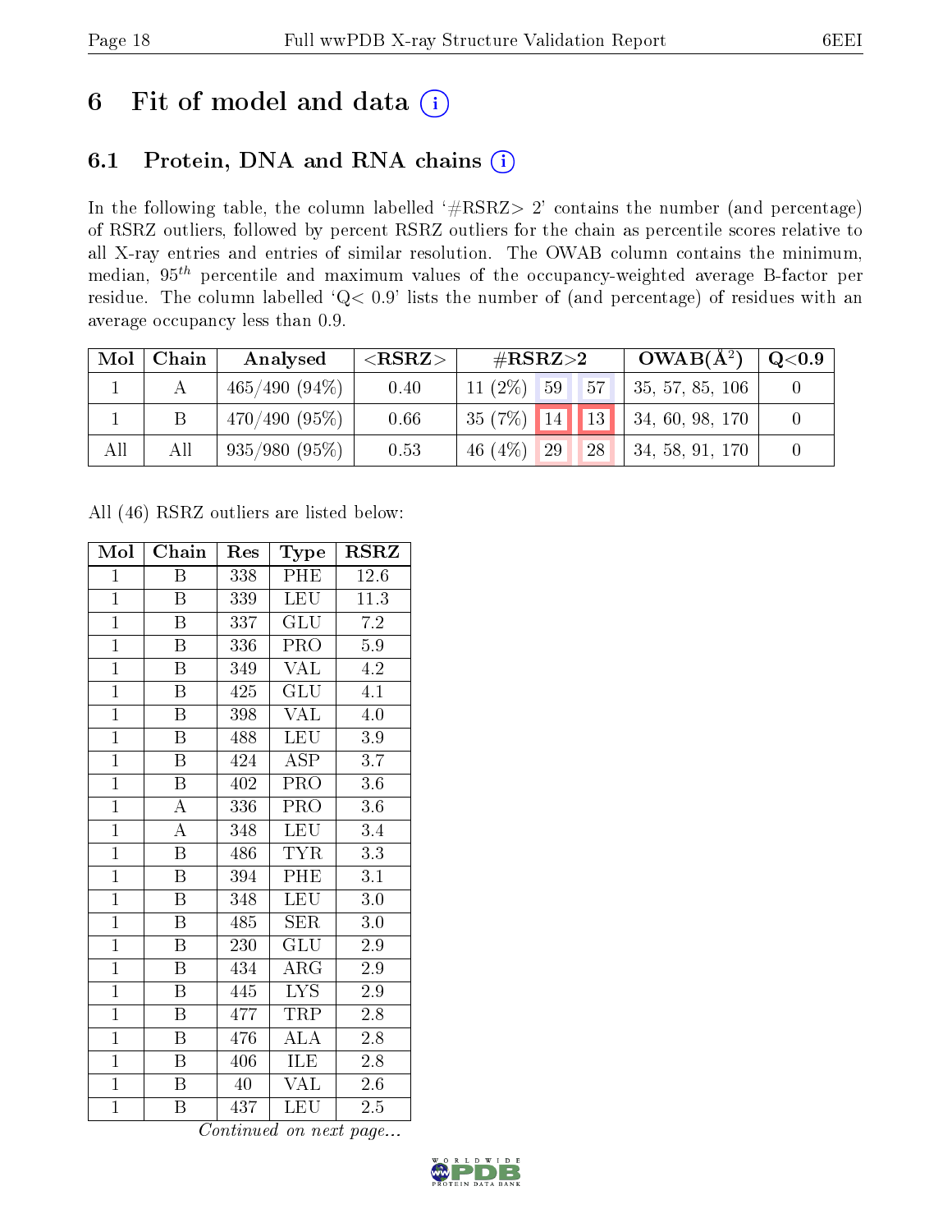# 6 Fit of model and data (i)

## 6.1 Protein, DNA and RNA chains (i)

In the following table, the column labelled '#RSRZ> 2' contains the number (and percentage) of RSRZ outliers, followed by percent RSRZ outliers for the chain as percentile scores relative to all X-ray entries and entries of similar resolution. The OWAB column contains the minimum, median, $95^{th}$ percentile and maximum values of the occupancy-weighted average B-factor per residue. The column labelled 'Q< 0.9' lists the number of (and percentage) of residues with an average occupancy less than 0.9.

| Mol | Chain | Analysed | <RSRZ> | #RSRZ>2 | | | OWAB(Å²) | Q<0.9 |
|---|---|---|---|---|---|---|---|---|
| 1 | A | 465/490 (94%) | 0.40 | 11 (2%) | 59 | 57 | 35, 57, 85, 106 | 0 |
| 1 | B | 470/490 (95%) | 0.66 | 35 (7%) | 14 | 13 | 34, 60, 98, 170 | 0 |
| All | All | 935/980 (95%) | 0.53 | 46 (4%) | 29 | 28 | 34, 58, 91, 170 | 0 |

All (46) RSRZ outliers are listed below:

| Mol | Chain | Res | Type | RSRZ |
|---|---|---|---|---|
| 1 | B | 338 | PHE | 12.6 |
| 1 | B | 339 | LEU | 11.3 |
| 1 | B | 337 | GLU | 7.2 |
| 1 | B | 336 | PRO | 5.9 |
| 1 | B | 349 | VAL | 4.2 |
| 1 | B | 425 | GLU | 4.1 |
| 1 | B | 398 | VAL | 4.0 |
| 1 | B | 488 | LEU | 3.9 |
| 1 | B | 424 | ASP | 3.7 |
| 1 | B | 402 | PRO | 3.6 |
| 1 | A | 336 | PRO | 3.6 |
| 1 | A | 348 | LEU | 3.4 |
| 1 | B | 486 | TYR | 3.3 |
| 1 | B | 394 | PHE | 3.1 |
| 1 | B | 348 | LEU | 3.0 |
| 1 | B | 485 | SER | 3.0 |
| 1 | B | 230 | GLU | 2.9 |
| 1 | B | 434 | ARG | 2.9 |
| 1 | B | 445 | LYS | 2.9 |
| 1 | B | 477 | TRP | 2.8 |
| 1 | B | 476 | ALA | 2.8 |
| 1 | B | 406 | ILE | 2.8 |
| 1 | B | 40 | VAL | 2.6 |
| 1 | B | 437 | LEU | 2.5 |

*Continued on next page...*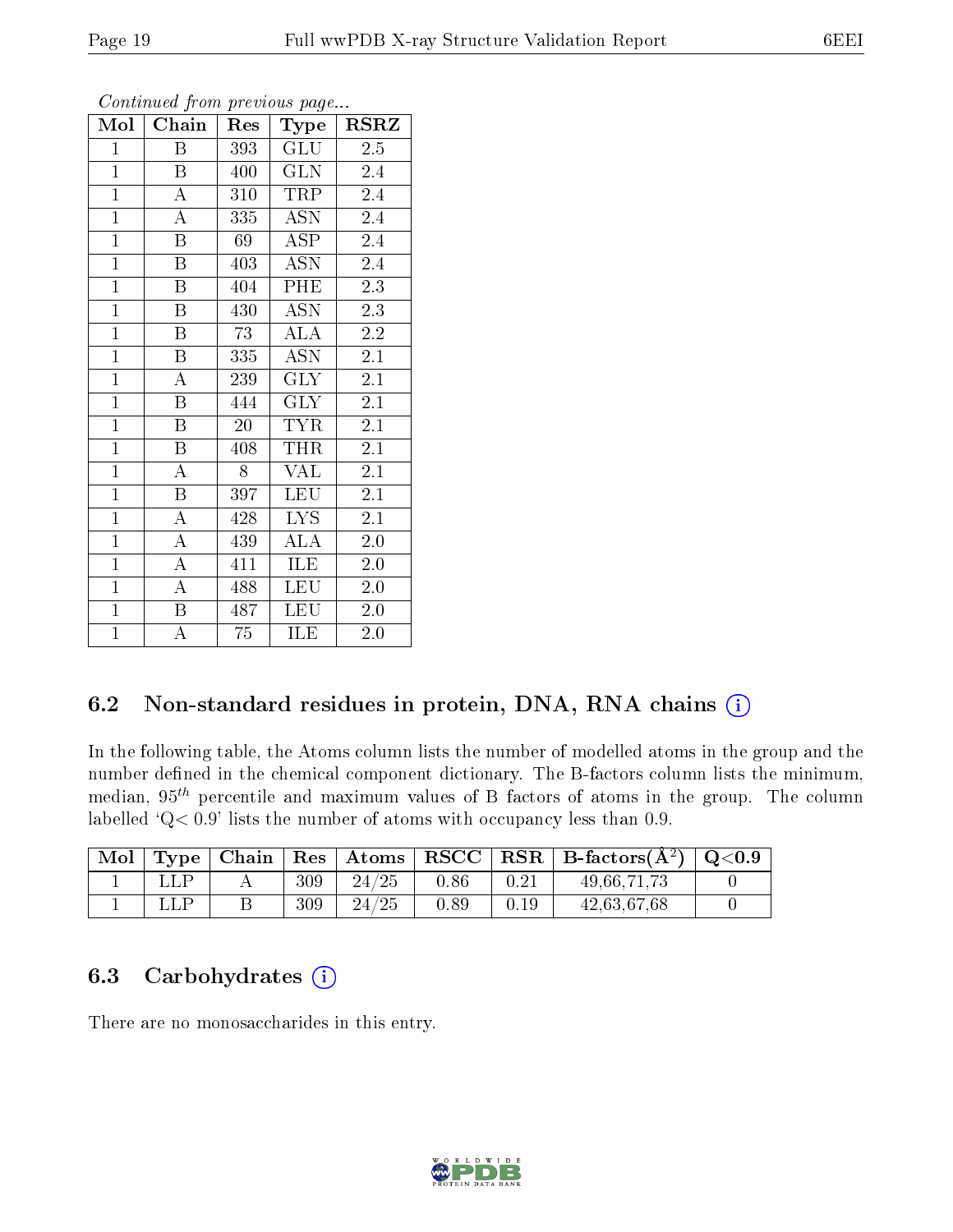*Continued from previous page...*

| Mol | Chain | Res | Type | RSRZ |
|---|---|---|---|---|
| 1 | B | 393 | GLU | 2.5 |
| 1 | B | 400 | GLN | 2.4 |
| 1 | A | 310 | TRP | 2.4 |
| 1 | A | 335 | ASN | 2.4 |
| 1 | B | 69 | ASP | 2.4 |
| 1 | B | 403 | ASN | 2.4 |
| 1 | B | 404 | PHE | 2.3 |
| 1 | B | 430 | ASN | 2.3 |
| 1 | B | 73 | ALA | 2.2 |
| 1 | B | 335 | ASN | 2.1 |
| 1 | A | 239 | GLY | 2.1 |
| 1 | B | 444 | GLY | 2.1 |
| 1 | B | 20 | TYR | 2.1 |
| 1 | B | 408 | THR | 2.1 |
| 1 | A | 8 | VAL | 2.1 |
| 1 | B | 397 | LEU | 2.1 |
| 1 | A | 428 | LYS | 2.1 |
| 1 | A | 439 | ALA | 2.0 |
| 1 | A | 411 | ILE | 2.0 |
| 1 | A | 488 | LEU | 2.0 |
| 1 | B | 487 | LEU | 2.0 |
| 1 | A | 75 | ILE | 2.0 |

## 6.2 Non-standard residues in protein, DNA, RNA chains

In the following table, the Atoms column lists the number of modelled atoms in the group and the number defined in the chemical component dictionary. The B-factors column lists the minimum, median, $95^{th}$ percentile and maximum values of B factors of atoms in the group. The column labelled 'Q< 0.9' lists the number of atoms with occupancy less than 0.9.

| Mol | Type | Chain | Res | Atoms | RSCC | RSR | B-factors($\AA^2$) | Q<0.9 |
|---|---|---|---|---|---|---|---|---|
| 1 | LLP | A | 309 | 24/25 | 0.86 | 0.21 | 49,66,71,73 | 0 |
| 1 | LLP | B | 309 | 24/25 | 0.89 | 0.19 | 42,63,67,68 | 0 |

## 6.3 Carbohydrates

There are no monosaccharides in this entry.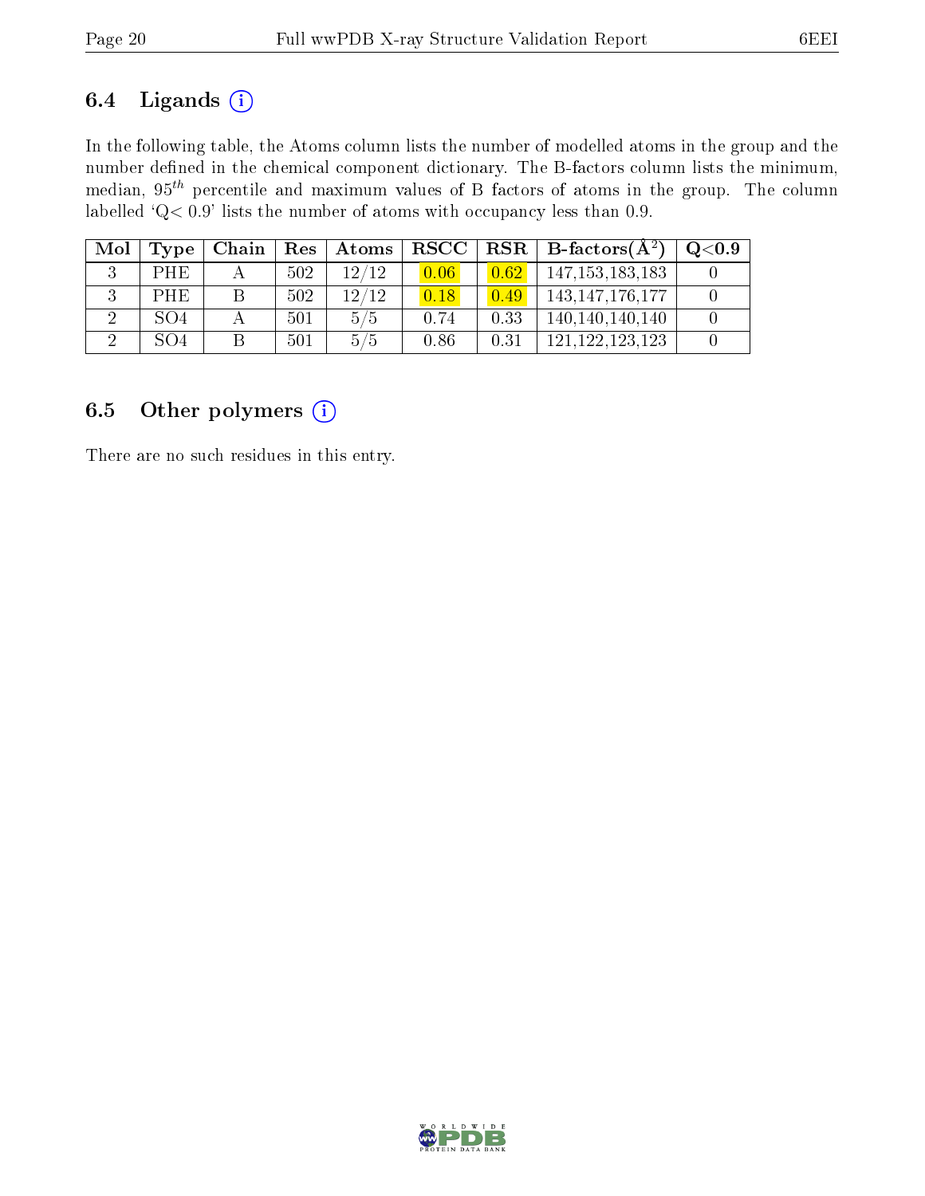## 6.4 Ligands ⓘ

In the following table, the Atoms column lists the number of modelled atoms in the group and the number defined in the chemical component dictionary. The B-factors column lists the minimum, median, $95^{th}$ percentile and maximum values of B factors of atoms in the group. The column labelled 'Q< 0.9' lists the number of atoms with occupancy less than 0.9.

| Mol | Type | Chain | Res | Atoms | RSCC | RSR | B-factors($Å^2$) | Q<0.9 |
|---|---|---|---|---|---|---|---|---|
| 3 | PHE | A | 502 | 12/12 | 0.06 | 0.62 | 147,153,183,183 | 0 |
| 3 | PHE | B | 502 | 12/12 | 0.18 | 0.49 | 143,147,176,177 | 0 |
| 2 | SO4 | A | 501 | 5/5 | 0.74 | 0.33 | 140,140,140,140 | 0 |
| 2 | SO4 | B | 501 | 5/5 | 0.86 | 0.31 | 121,122,123,123 | 0 |

## 6.5 Other polymers ⓘ

There are no such residues in this entry.